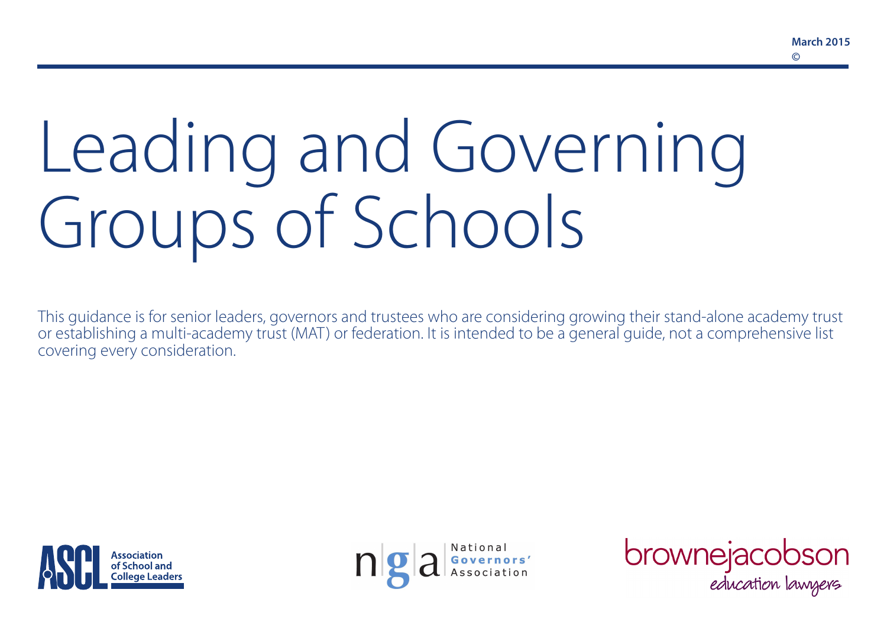March 2015
©

# Leading and Governing Groups of Schools

This guidance is for senior leaders, governors and trustees who are considering growing their stand-alone academy trust or establishing a multi-academy trust (MAT) or federation. It is intended to be a general guide, not a comprehensive list covering every consideration.

ASCL Association of School and College Leaders

nga National Governors' Association

brownejacobson education lawyers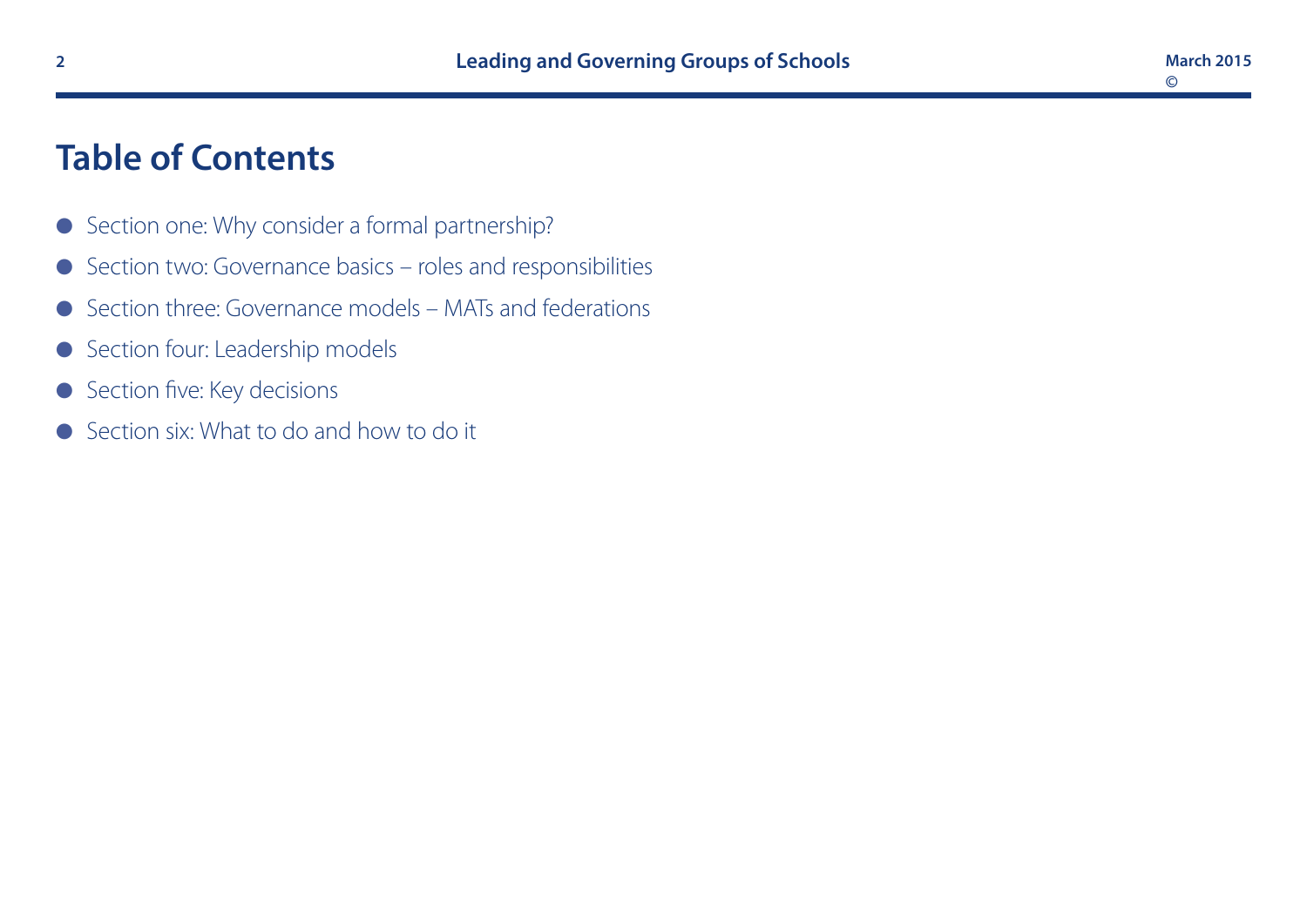# Table of Contents

- Section one: Why consider a formal partnership?
- Section two: Governance basics – roles and responsibilities
- Section three: Governance models – MATs and federations
- Section four: Leadership models
- Section five: Key decisions
- Section six: What to do and how to do it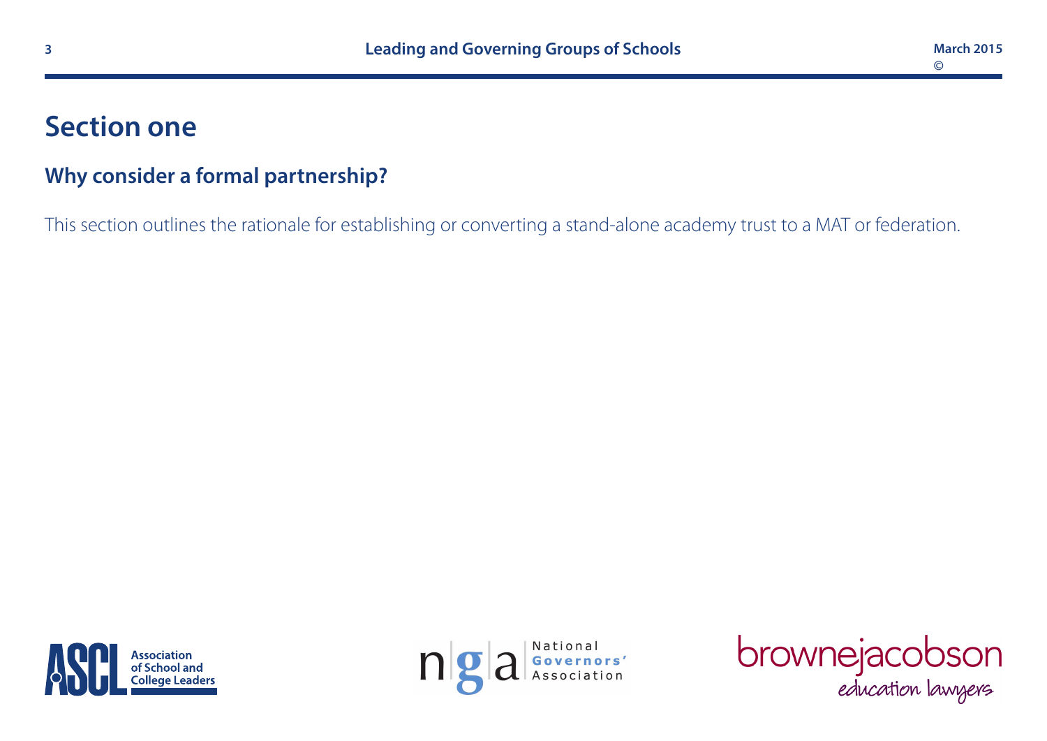# Section one

## Why consider a formal partnership?

This section outlines the rationale for establishing or converting a stand-alone academy trust to a MAT or federation.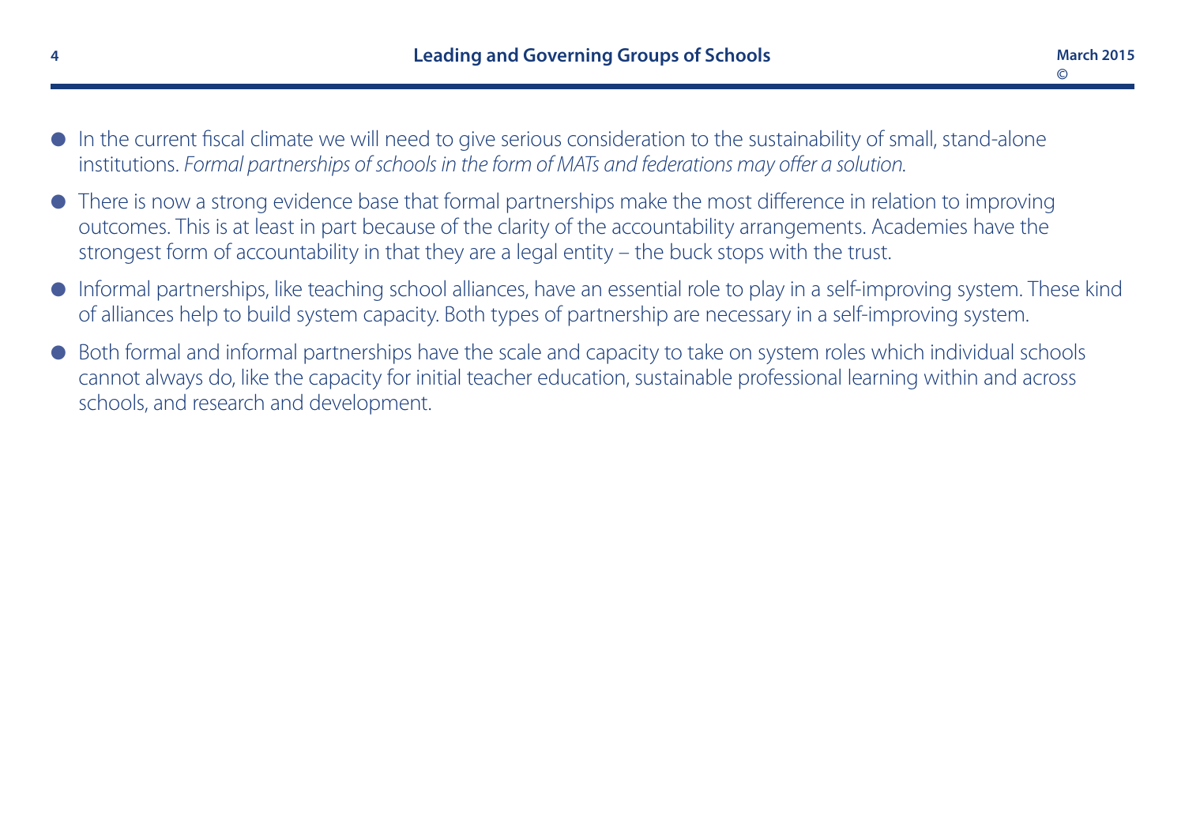- In the current fiscal climate we will need to give serious consideration to the sustainability of small, stand-alone institutions. *Formal partnerships of schools in the form of MATs and federations may offer a solution.*
- There is now a strong evidence base that formal partnerships make the most difference in relation to improving outcomes. This is at least in part because of the clarity of the accountability arrangements. Academies have the strongest form of accountability in that they are a legal entity – the buck stops with the trust.
- Informal partnerships, like teaching school alliances, have an essential role to play in a self-improving system. These kind of alliances help to build system capacity. Both types of partnership are necessary in a self-improving system.
- Both formal and informal partnerships have the scale and capacity to take on system roles which individual schools cannot always do, like the capacity for initial teacher education, sustainable professional learning within and across schools, and research and development.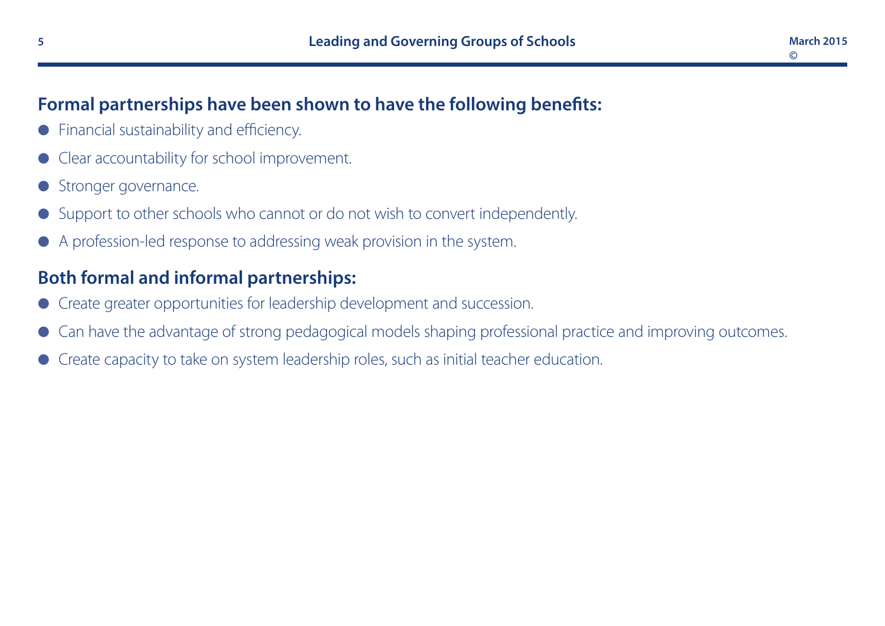## Formal partnerships have been shown to have the following benefits:

- Financial sustainability and efficiency.
- Clear accountability for school improvement.
- Stronger governance.
- Support to other schools who cannot or do not wish to convert independently.
- A profession-led response to addressing weak provision in the system.

## Both formal and informal partnerships:

- Create greater opportunities for leadership development and succession.
- Can have the advantage of strong pedagogical models shaping professional practice and improving outcomes.
- Create capacity to take on system leadership roles, such as initial teacher education.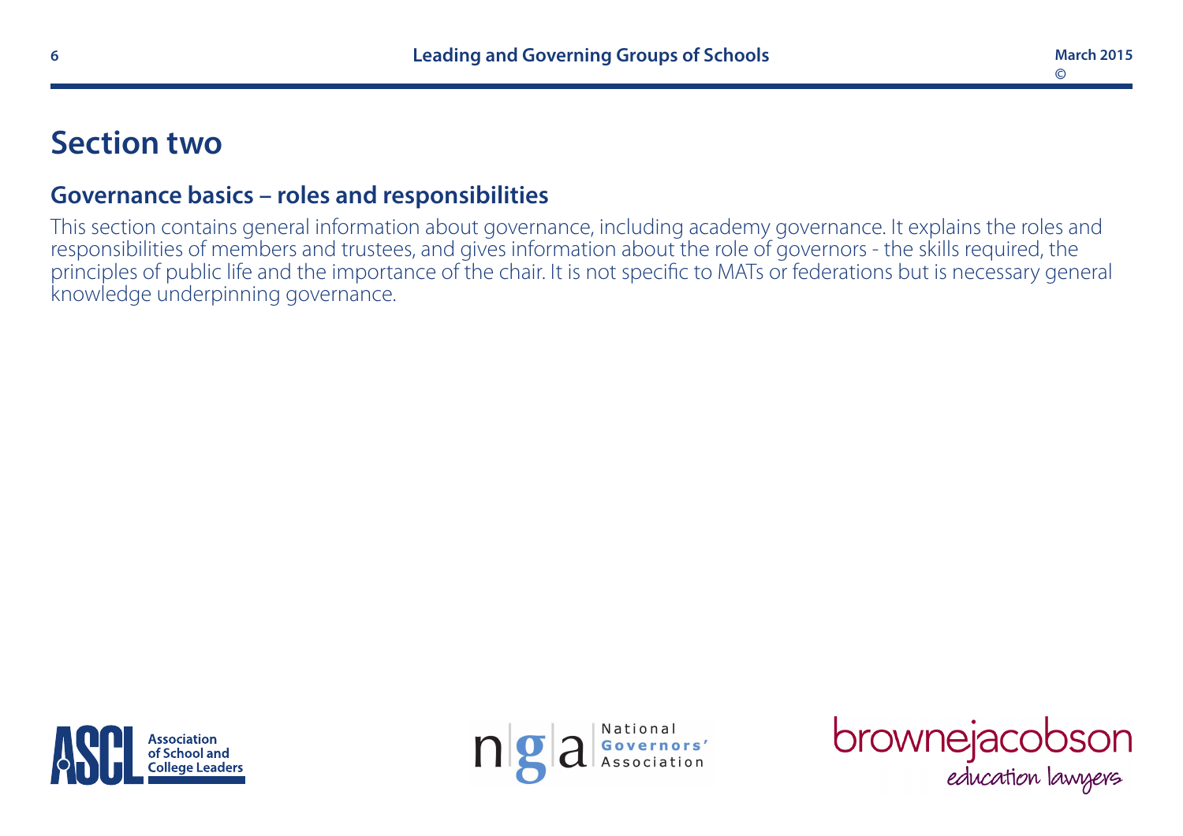# Section two

## Governance basics – roles and responsibilities

This section contains general information about governance, including academy governance. It explains the roles and responsibilities of members and trustees, and gives information about the role of governors - the skills required, the principles of public life and the importance of the chair. It is not specific to MATs or federations but is necessary general knowledge underpinning governance.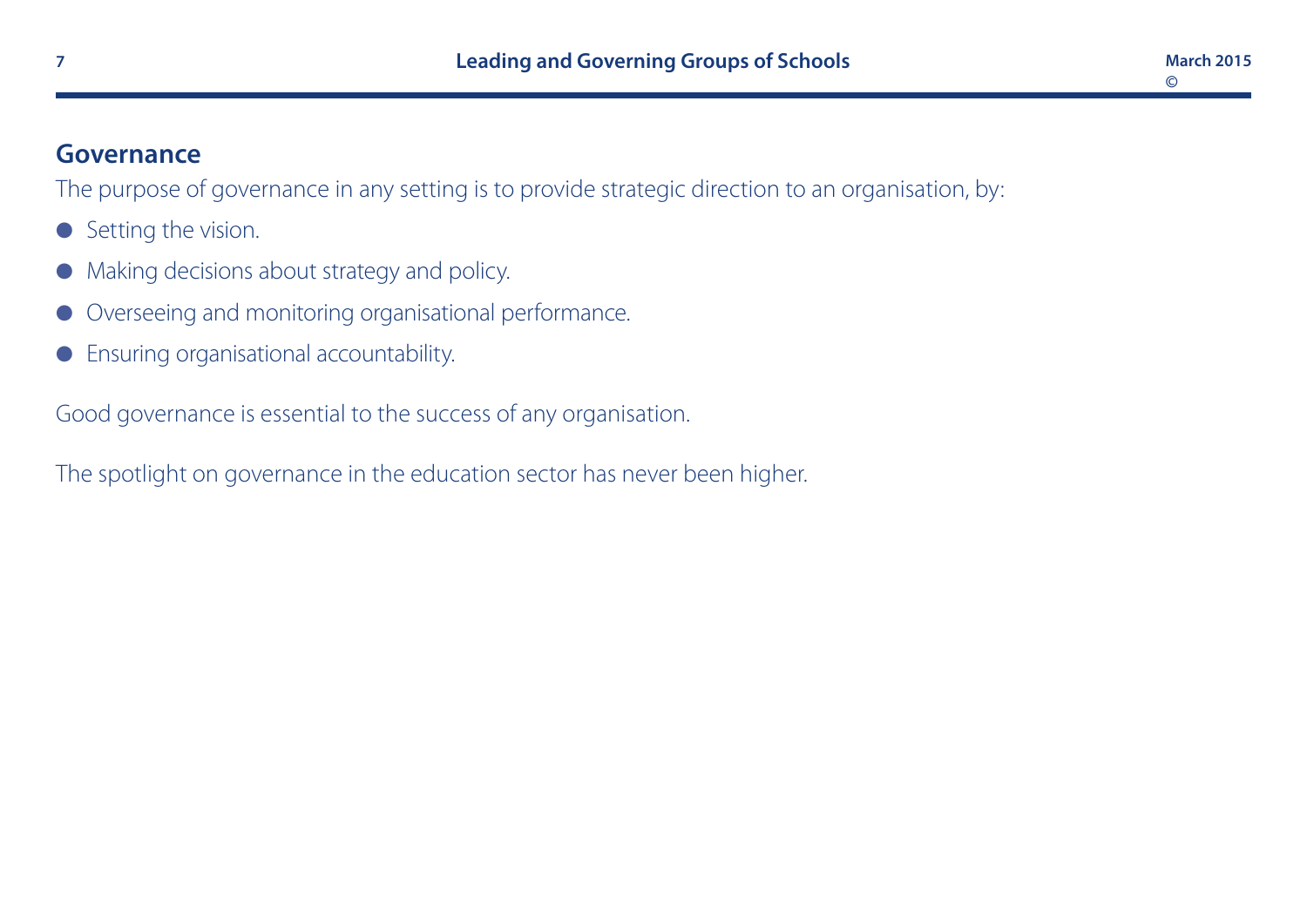## Governance

The purpose of governance in any setting is to provide strategic direction to an organisation, by:

- Setting the vision.
- Making decisions about strategy and policy.
- Overseeing and monitoring organisational performance.
- Ensuring organisational accountability.

Good governance is essential to the success of any organisation.

The spotlight on governance in the education sector has never been higher.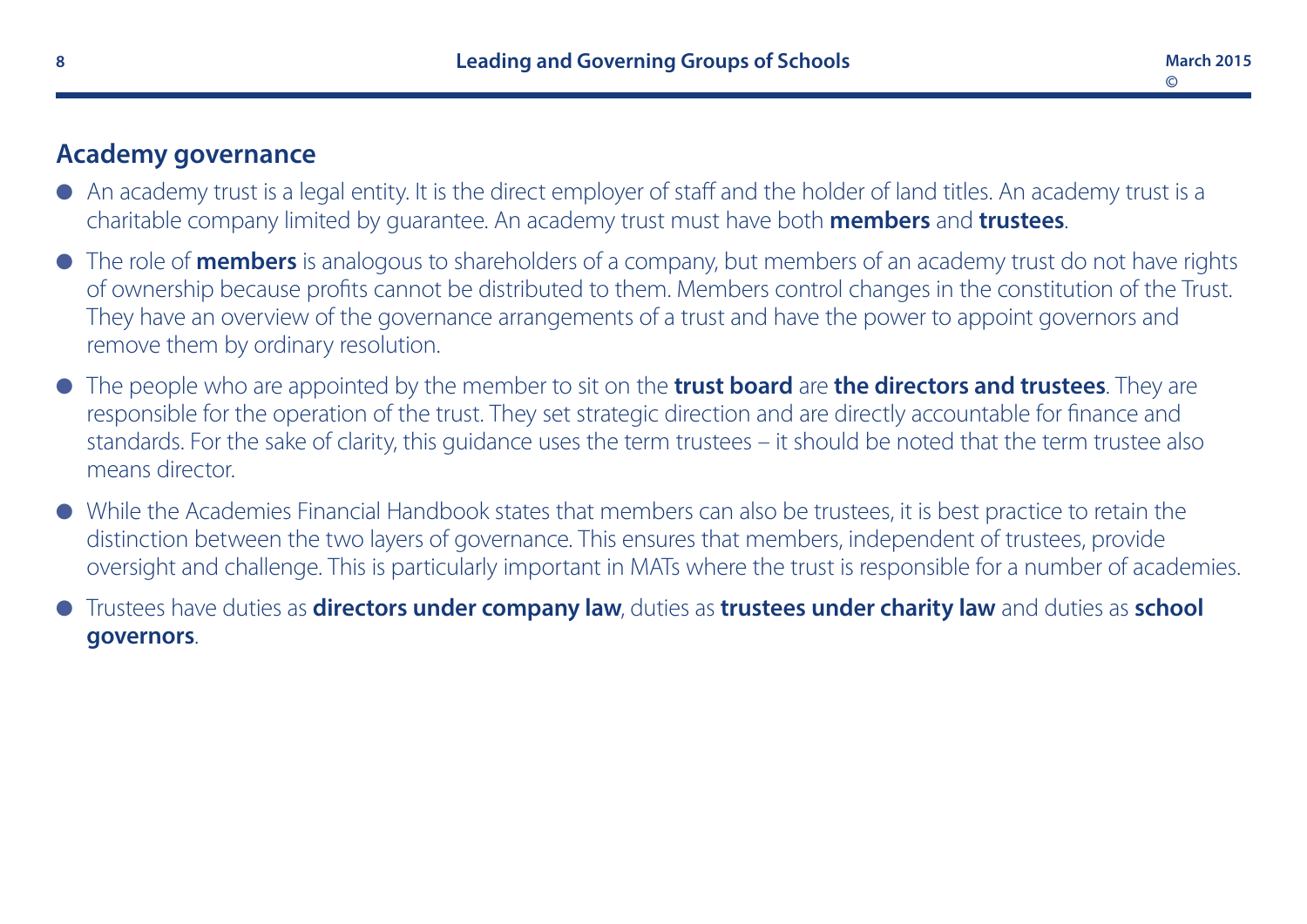## Academy governance

- An academy trust is a legal entity. It is the direct employer of staff and the holder of land titles. An academy trust is a charitable company limited by guarantee. An academy trust must have both **members** and **trustees**.
- The role of **members** is analogous to shareholders of a company, but members of an academy trust do not have rights of ownership because profits cannot be distributed to them. Members control changes in the constitution of the Trust. They have an overview of the governance arrangements of a trust and have the power to appoint governors and remove them by ordinary resolution.
- The people who are appointed by the member to sit on the **trust board** are **the directors and trustees**. They are responsible for the operation of the trust. They set strategic direction and are directly accountable for finance and standards. For the sake of clarity, this guidance uses the term trustees – it should be noted that the term trustee also means director.
- While the Academies Financial Handbook states that members can also be trustees, it is best practice to retain the distinction between the two layers of governance. This ensures that members, independent of trustees, provide oversight and challenge. This is particularly important in MATs where the trust is responsible for a number of academies.
- Trustees have duties as **directors under company law**, duties as **trustees under charity law** and duties as **school governors**.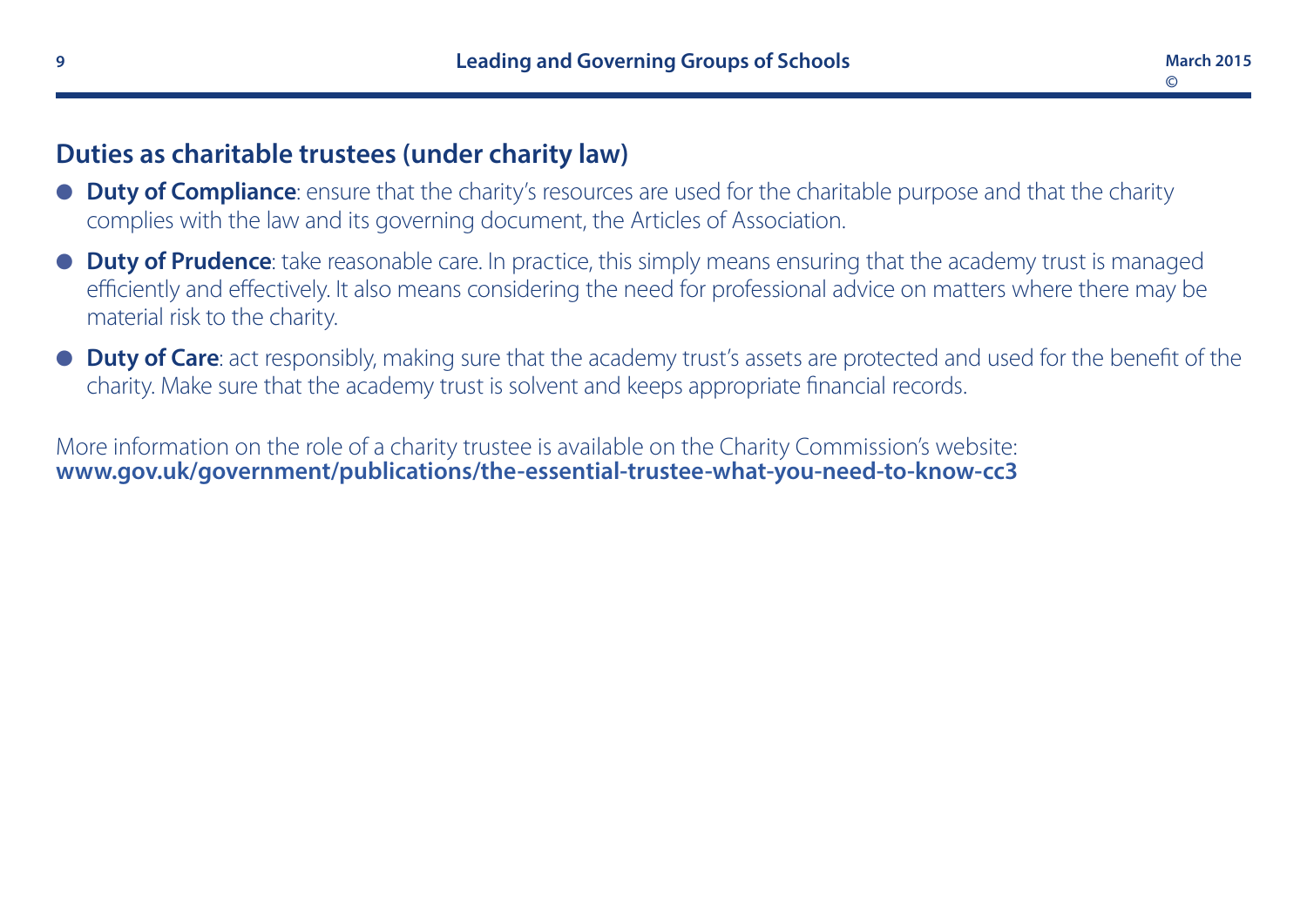## Duties as charitable trustees (under charity law)

- **Duty of Compliance**: ensure that the charity's resources are used for the charitable purpose and that the charity complies with the law and its governing document, the Articles of Association.
- **Duty of Prudence**: take reasonable care. In practice, this simply means ensuring that the academy trust is managed efficiently and effectively. It also means considering the need for professional advice on matters where there may be material risk to the charity.
- **Duty of Care**: act responsibly, making sure that the academy trust's assets are protected and used for the benefit of the charity. Make sure that the academy trust is solvent and keeps appropriate financial records.

More information on the role of a charity trustee is available on the Charity Commission's website:
**www.gov.uk/government/publications/the-essential-trustee-what-you-need-to-know-cc3**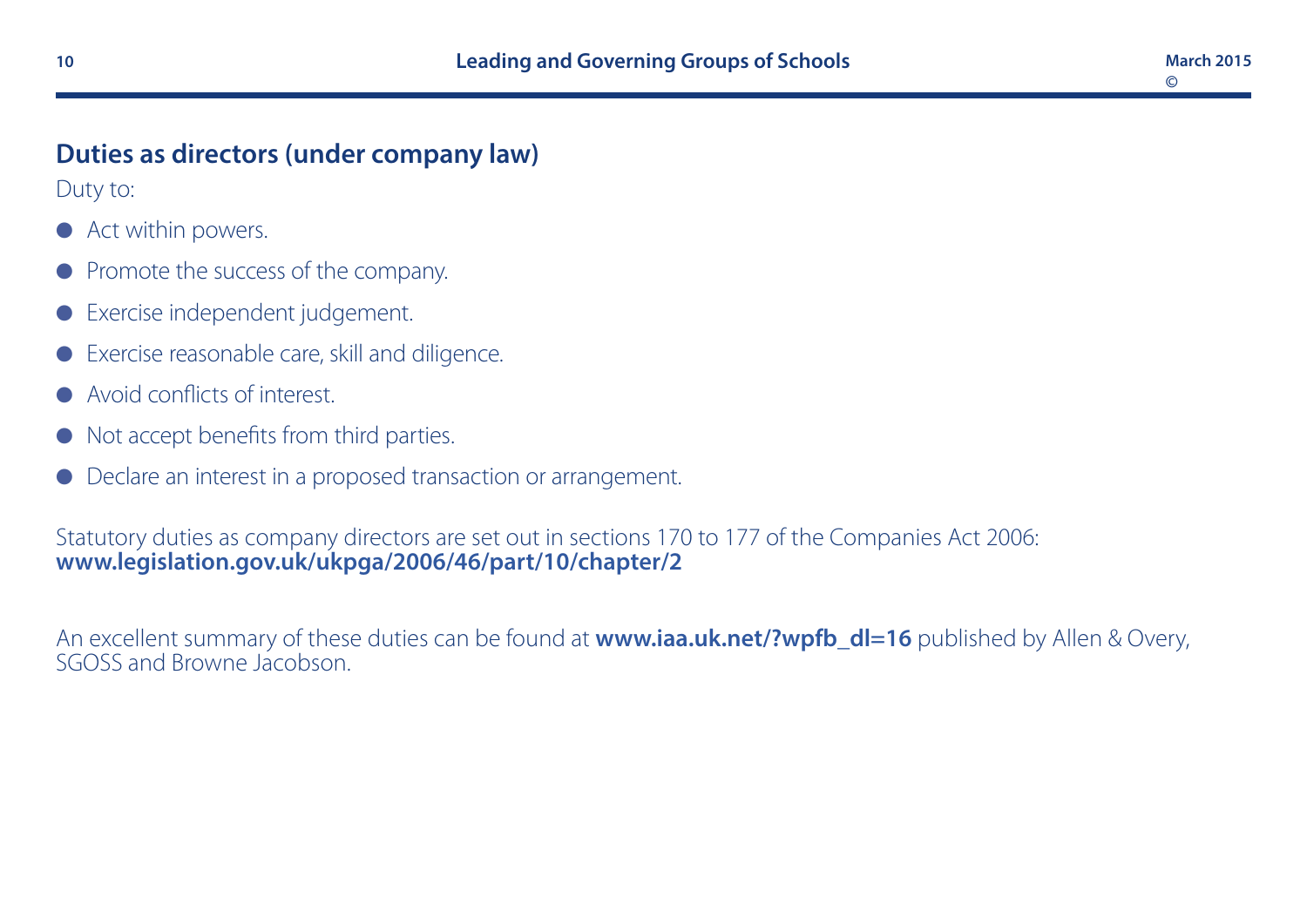## Duties as directors (under company law)

Duty to:

- Act within powers.
- Promote the success of the company.
- Exercise independent judgement.
- Exercise reasonable care, skill and diligence.
- Avoid conflicts of interest.
- Not accept benefits from third parties.
- Declare an interest in a proposed transaction or arrangement.

Statutory duties as company directors are set out in sections 170 to 177 of the Companies Act 2006:
**www.legislation.gov.uk/ukpga/2006/46/part/10/chapter/2**

An excellent summary of these duties can be found at **www.iaa.uk.net/?wpfb_dl=16** published by Allen & Overy, SGOSS and Browne Jacobson.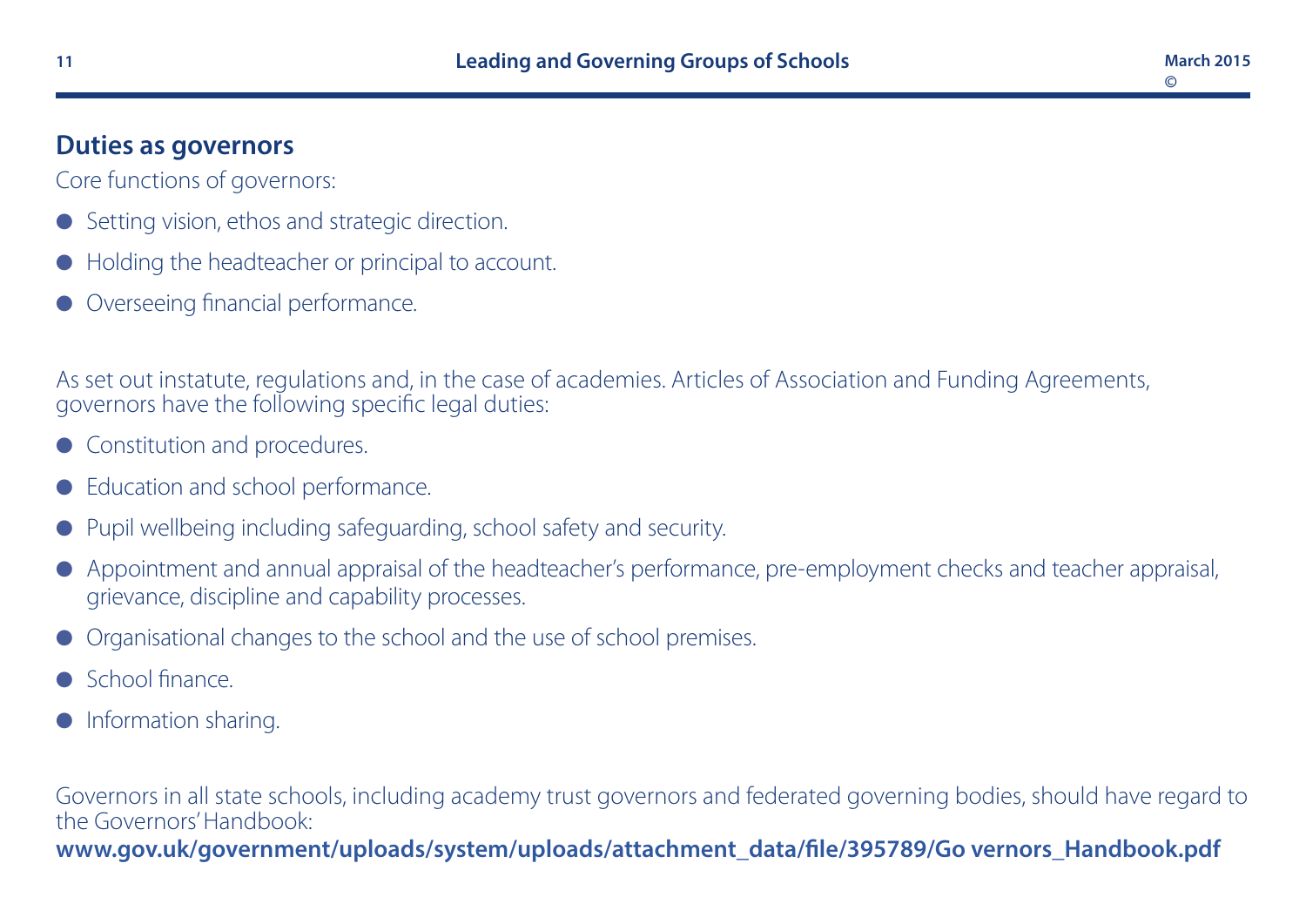## Duties as governors

Core functions of governors:

- Setting vision, ethos and strategic direction.
- Holding the headteacher or principal to account.
- Overseeing financial performance.

As set out instatute, regulations and, in the case of academies. Articles of Association and Funding Agreements, governors have the following specific legal duties:

- Constitution and procedures.
- Education and school performance.
- Pupil wellbeing including safeguarding, school safety and security.
- Appointment and annual appraisal of the headteacher's performance, pre-employment checks and teacher appraisal, grievance, discipline and capability processes.
- Organisational changes to the school and the use of school premises.
- School finance.
- Information sharing.

Governors in all state schools, including academy trust governors and federated governing bodies, should have regard to the Governors' Handbook:
**www.gov.uk/government/uploads/system/uploads/attachment_data/file/395789/Go vernors_Handbook.pdf**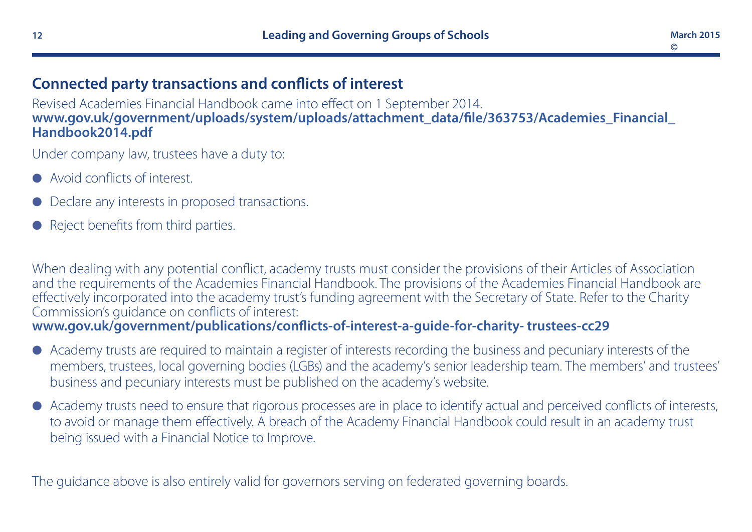## Connected party transactions and conflicts of interest

Revised Academies Financial Handbook came into effect on 1 September 2014.
**www.gov.uk/government/uploads/system/uploads/attachment_data/file/363753/Academies_Financial_Handbook2014.pdf**

Under company law, trustees have a duty to:

- Avoid conflicts of interest.
- Declare any interests in proposed transactions.
- Reject benefits from third parties.

When dealing with any potential conflict, academy trusts must consider the provisions of their Articles of Association and the requirements of the Academies Financial Handbook. The provisions of the Academies Financial Handbook are effectively incorporated into the academy trust's funding agreement with the Secretary of State. Refer to the Charity Commission's guidance on conflicts of interest:
**www.gov.uk/government/publications/conflicts-of-interest-a-guide-for-charity- trustees-cc29**

- Academy trusts are required to maintain a register of interests recording the business and pecuniary interests of the members, trustees, local governing bodies (LGBs) and the academy's senior leadership team. The members' and trustees' business and pecuniary interests must be published on the academy's website.
- Academy trusts need to ensure that rigorous processes are in place to identify actual and perceived conflicts of interests, to avoid or manage them effectively. A breach of the Academy Financial Handbook could result in an academy trust being issued with a Financial Notice to Improve.

The guidance above is also entirely valid for governors serving on federated governing boards.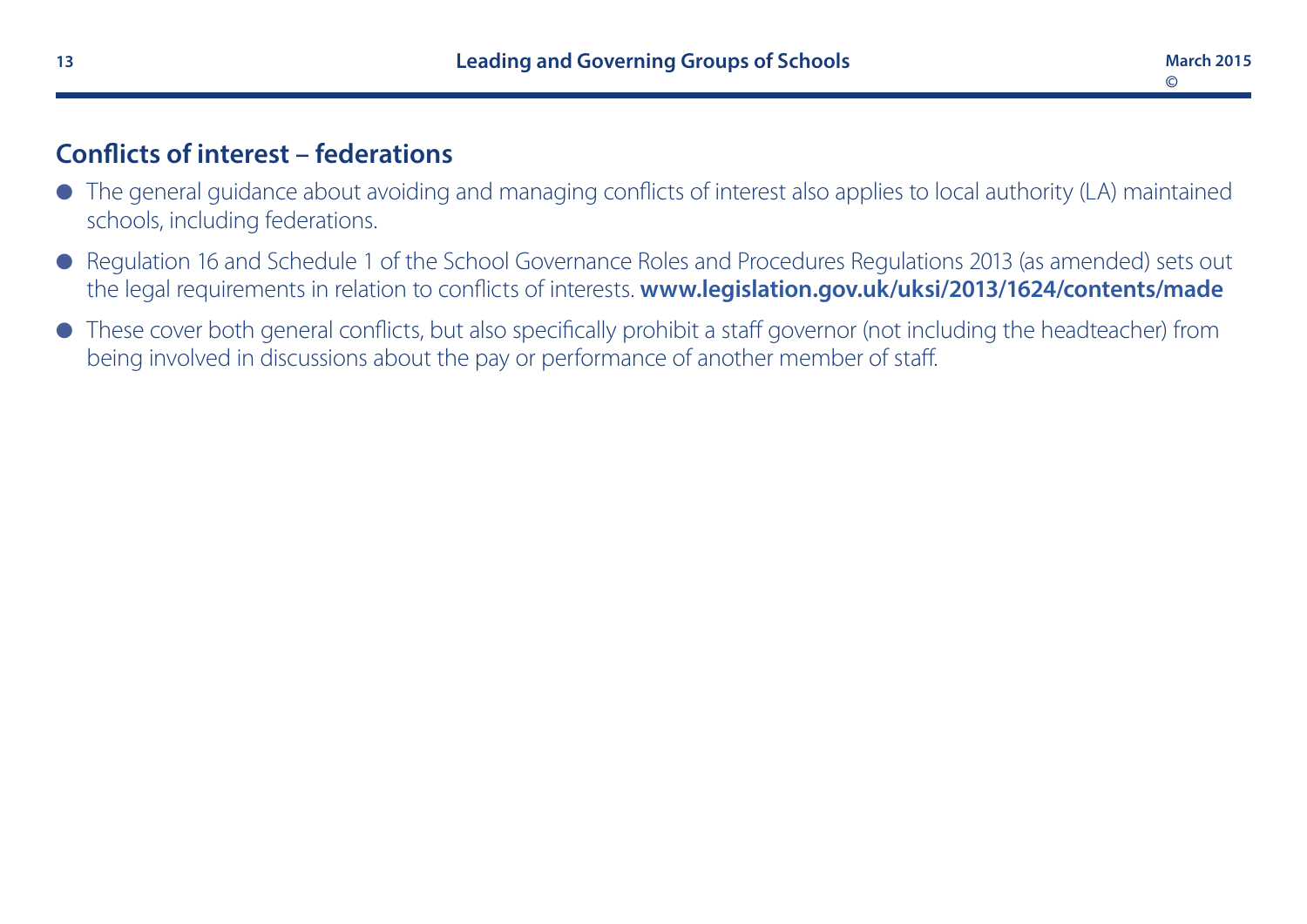## Conflicts of interest – federations

- The general guidance about avoiding and managing conflicts of interest also applies to local authority (LA) maintained schools, including federations.
- Regulation 16 and Schedule 1 of the School Governance Roles and Procedures Regulations 2013 (as amended) sets out the legal requirements in relation to conflicts of interests. **www.legislation.gov.uk/uksi/2013/1624/contents/made**
- These cover both general conflicts, but also specifically prohibit a staff governor (not including the headteacher) from being involved in discussions about the pay or performance of another member of staff.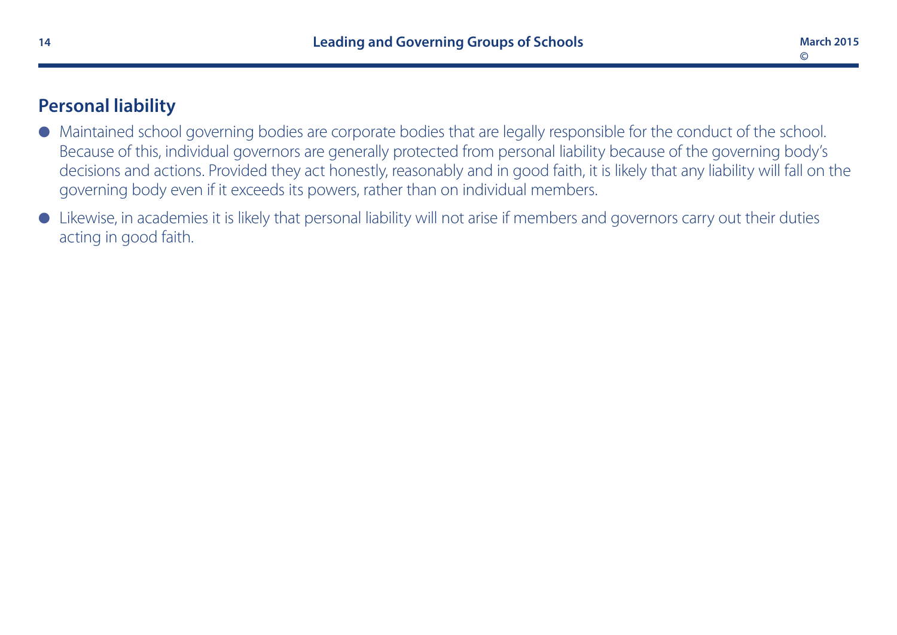## Personal liability

- Maintained school governing bodies are corporate bodies that are legally responsible for the conduct of the school. Because of this, individual governors are generally protected from personal liability because of the governing body's decisions and actions. Provided they act honestly, reasonably and in good faith, it is likely that any liability will fall on the governing body even if it exceeds its powers, rather than on individual members.
- Likewise, in academies it is likely that personal liability will not arise if members and governors carry out their duties acting in good faith.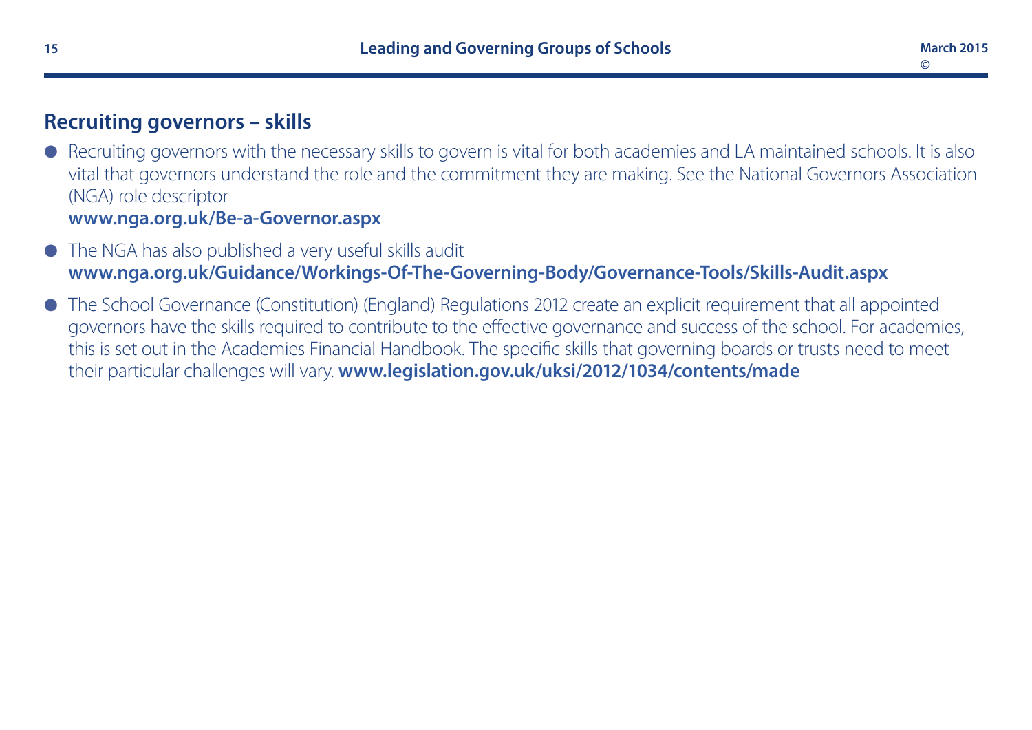## Recruiting governors – skills

- Recruiting governors with the necessary skills to govern is vital for both academies and LA maintained schools. It is also vital that governors understand the role and the commitment they are making. See the National Governors Association (NGA) role descriptor
  **www.nga.org.uk/Be-a-Governor.aspx**
- The NGA has also published a very useful skills audit
  **www.nga.org.uk/Guidance/Workings-Of-The-Governing-Body/Governance-Tools/Skills-Audit.aspx**
- The School Governance (Constitution) (England) Regulations 2012 create an explicit requirement that all appointed governors have the skills required to contribute to the effective governance and success of the school. For academies, this is set out in the Academies Financial Handbook. The specific skills that governing boards or trusts need to meet their particular challenges will vary. **www.legislation.gov.uk/uksi/2012/1034/contents/made**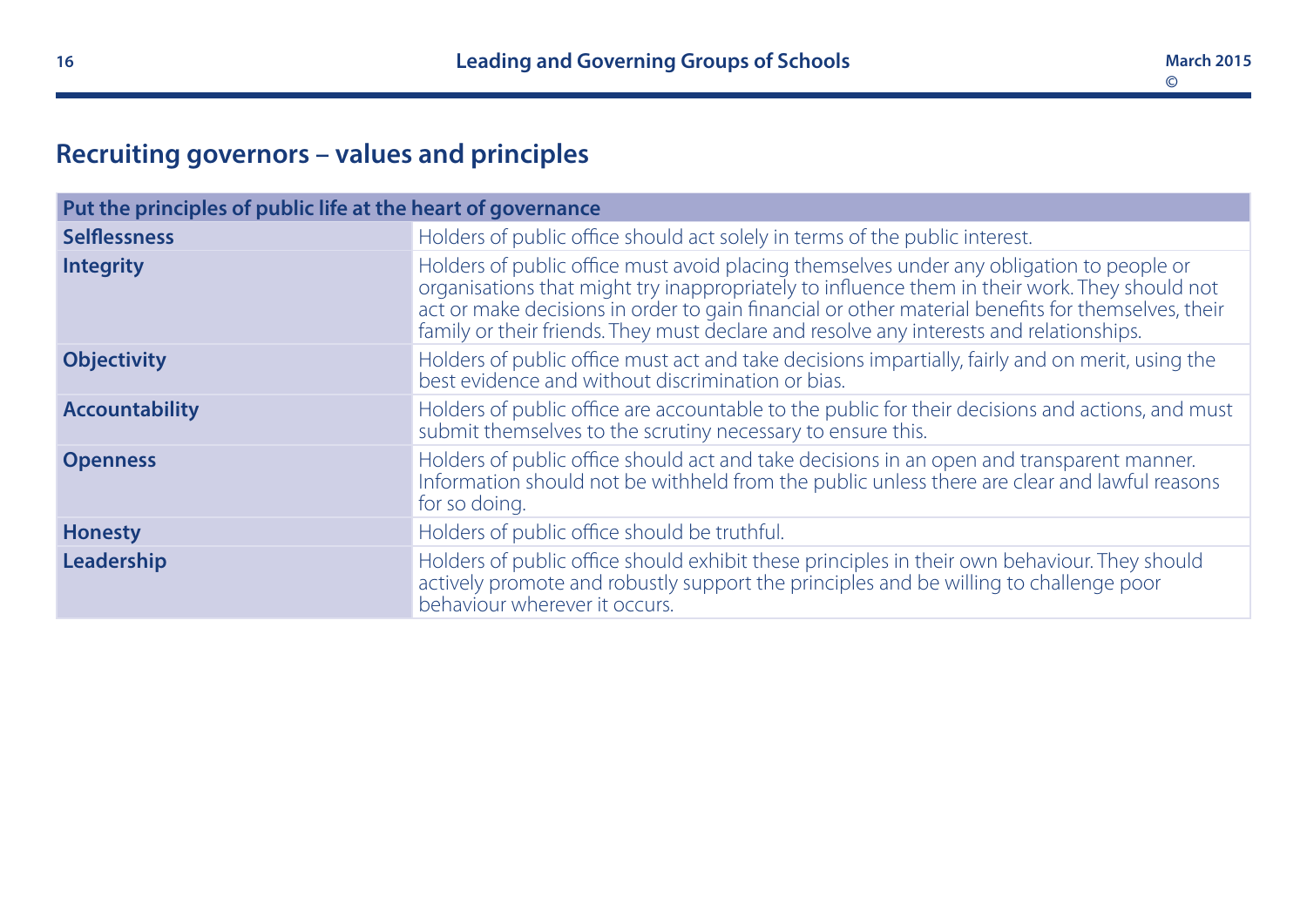## Recruiting governors – values and principles

| Put the principles of public life at the heart of governance | |
|---|---|
| **Selflessness** | Holders of public office should act solely in terms of the public interest. |
| **Integrity** | Holders of public office must avoid placing themselves under any obligation to people or organisations that might try inappropriately to influence them in their work. They should not act or make decisions in order to gain financial or other material benefits for themselves, their family or their friends. They must declare and resolve any interests and relationships. |
| **Objectivity** | Holders of public office must act and take decisions impartially, fairly and on merit, using the best evidence and without discrimination or bias. |
| **Accountability** | Holders of public office are accountable to the public for their decisions and actions, and must submit themselves to the scrutiny necessary to ensure this. |
| **Openness** | Holders of public office should act and take decisions in an open and transparent manner. Information should not be withheld from the public unless there are clear and lawful reasons for so doing. |
| **Honesty** | Holders of public office should be truthful. |
| **Leadership** | Holders of public office should exhibit these principles in their own behaviour. They should actively promote and robustly support the principles and be willing to challenge poor behaviour wherever it occurs. |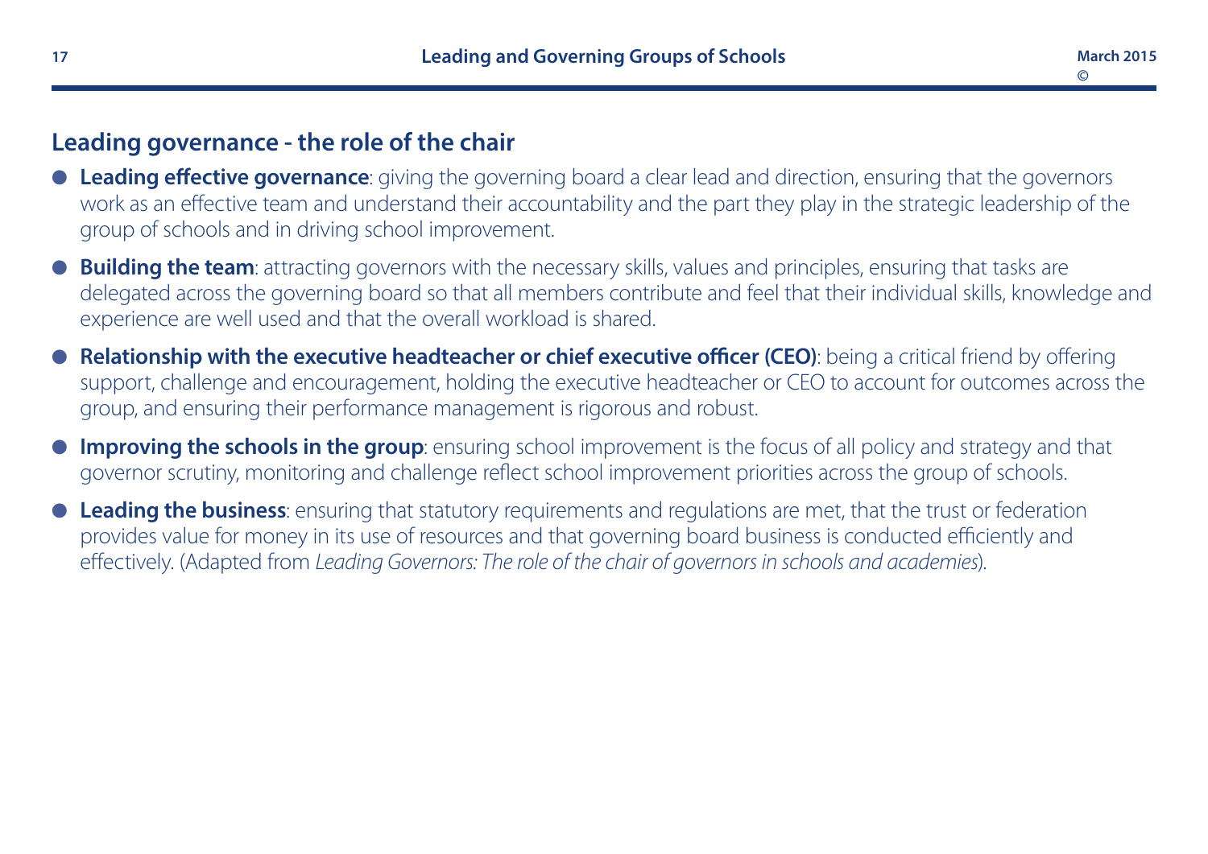## Leading governance - the role of the chair

- **Leading effective governance**: giving the governing board a clear lead and direction, ensuring that the governors work as an effective team and understand their accountability and the part they play in the strategic leadership of the group of schools and in driving school improvement.
- **Building the team**: attracting governors with the necessary skills, values and principles, ensuring that tasks are delegated across the governing board so that all members contribute and feel that their individual skills, knowledge and experience are well used and that the overall workload is shared.
- **Relationship with the executive headteacher or chief executive officer (CEO)**: being a critical friend by offering support, challenge and encouragement, holding the executive headteacher or CEO to account for outcomes across the group, and ensuring their performance management is rigorous and robust.
- **Improving the schools in the group**: ensuring school improvement is the focus of all policy and strategy and that governor scrutiny, monitoring and challenge reflect school improvement priorities across the group of schools.
- **Leading the business**: ensuring that statutory requirements and regulations are met, that the trust or federation provides value for money in its use of resources and that governing board business is conducted efficiently and effectively. (Adapted from *Leading Governors: The role of the chair of governors in schools and academies*).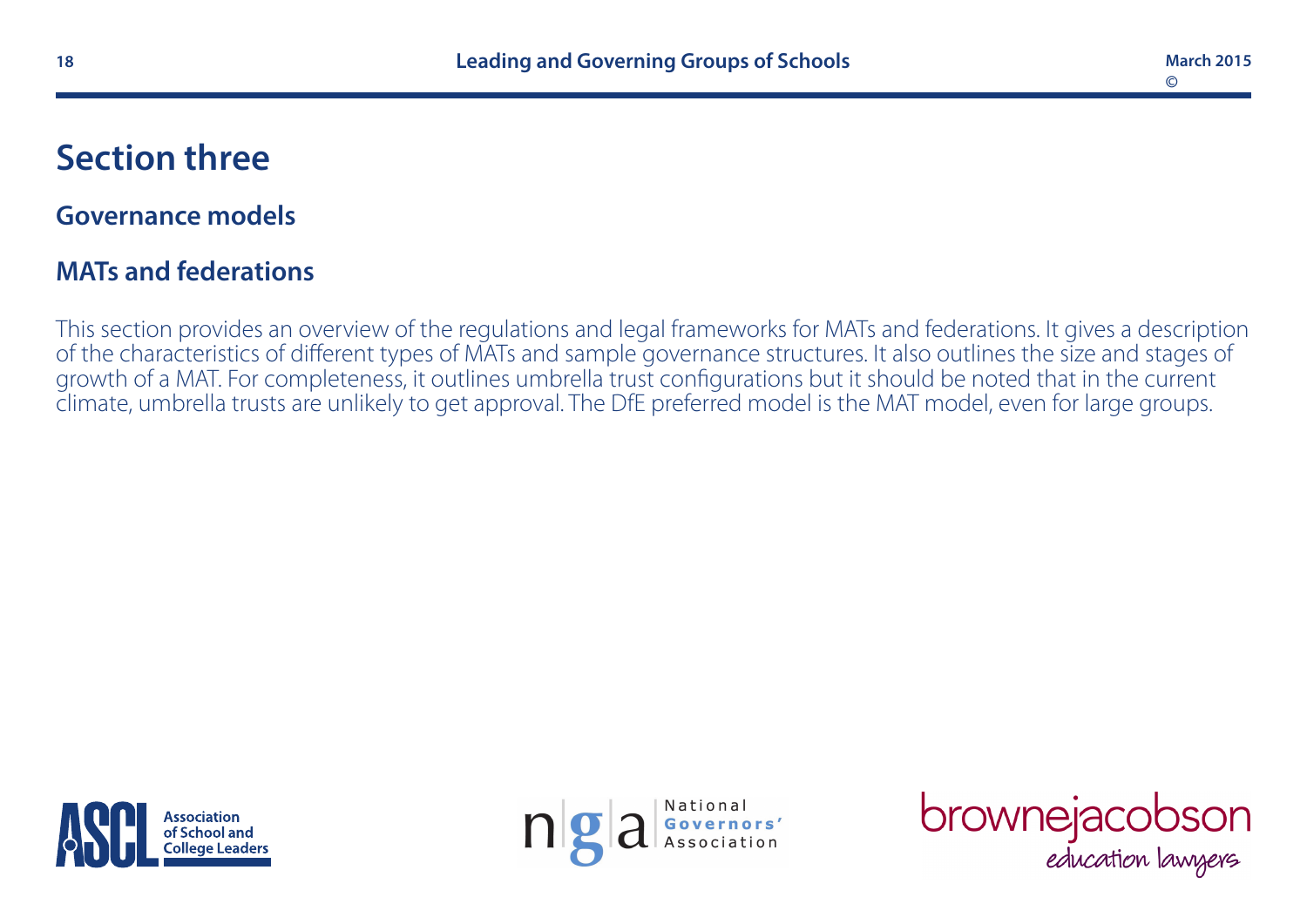# Section three

## Governance models

## MATs and federations

This section provides an overview of the regulations and legal frameworks for MATs and federations. It gives a description of the characteristics of different types of MATs and sample governance structures. It also outlines the size and stages of growth of a MAT. For completeness, it outlines umbrella trust configurations but it should be noted that in the current climate, umbrella trusts are unlikely to get approval. The DfE preferred model is the MAT model, even for large groups.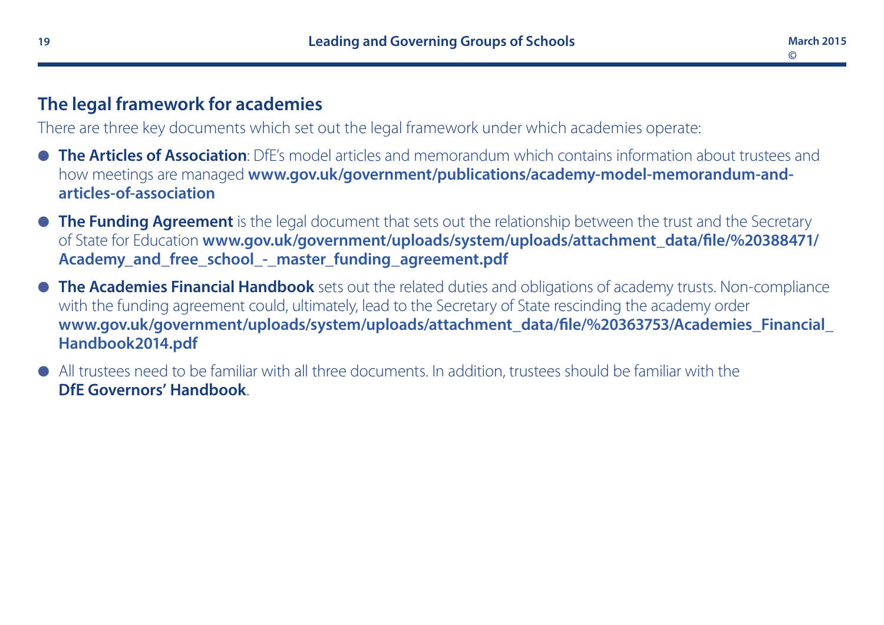## The legal framework for academies

There are three key documents which set out the legal framework under which academies operate:

- **The Articles of Association**: DfE's model articles and memorandum which contains information about trustees and how meetings are managed **www.gov.uk/government/publications/academy-model-memorandum-and-articles-of-association**
- **The Funding Agreement** is the legal document that sets out the relationship between the trust and the Secretary of State for Education **www.gov.uk/government/uploads/system/uploads/attachment_data/file/%20388471/Academy_and_free_school_-_master_funding_agreement.pdf**
- **The Academies Financial Handbook** sets out the related duties and obligations of academy trusts. Non-compliance with the funding agreement could, ultimately, lead to the Secretary of State rescinding the academy order **www.gov.uk/government/uploads/system/uploads/attachment_data/file/%20363753/Academies_Financial_Handbook2014.pdf**
- All trustees need to be familiar with all three documents. In addition, trustees should be familiar with the **DfE Governors' Handbook**.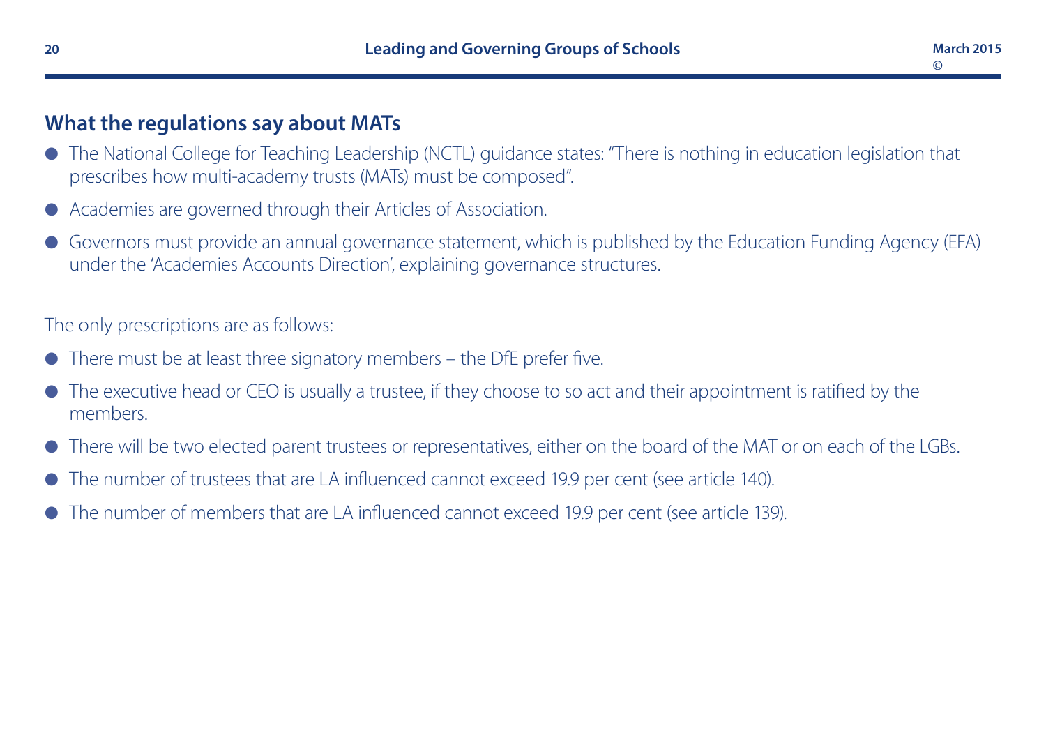## What the regulations say about MATs

- The National College for Teaching Leadership (NCTL) guidance states: "There is nothing in education legislation that prescribes how multi-academy trusts (MATs) must be composed".
- Academies are governed through their Articles of Association.
- Governors must provide an annual governance statement, which is published by the Education Funding Agency (EFA) under the 'Academies Accounts Direction', explaining governance structures.

The only prescriptions are as follows:

- There must be at least three signatory members – the DfE prefer five.
- The executive head or CEO is usually a trustee, if they choose to so act and their appointment is ratified by the members.
- There will be two elected parent trustees or representatives, either on the board of the MAT or on each of the LGBs.
- The number of trustees that are LA influenced cannot exceed 19.9 per cent (see article 140).
- The number of members that are LA influenced cannot exceed 19.9 per cent (see article 139).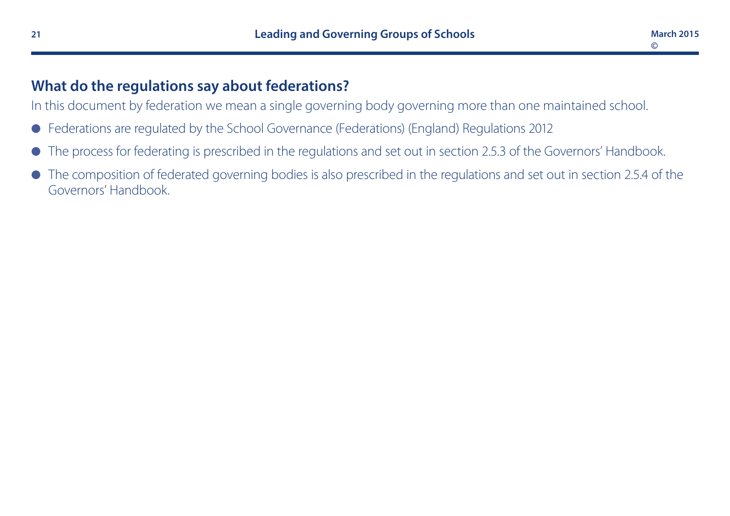## What do the regulations say about federations?

In this document by federation we mean a single governing body governing more than one maintained school.

- Federations are regulated by the School Governance (Federations) (England) Regulations 2012
- The process for federating is prescribed in the regulations and set out in section 2.5.3 of the Governors' Handbook.
- The composition of federated governing bodies is also prescribed in the regulations and set out in section 2.5.4 of the Governors' Handbook.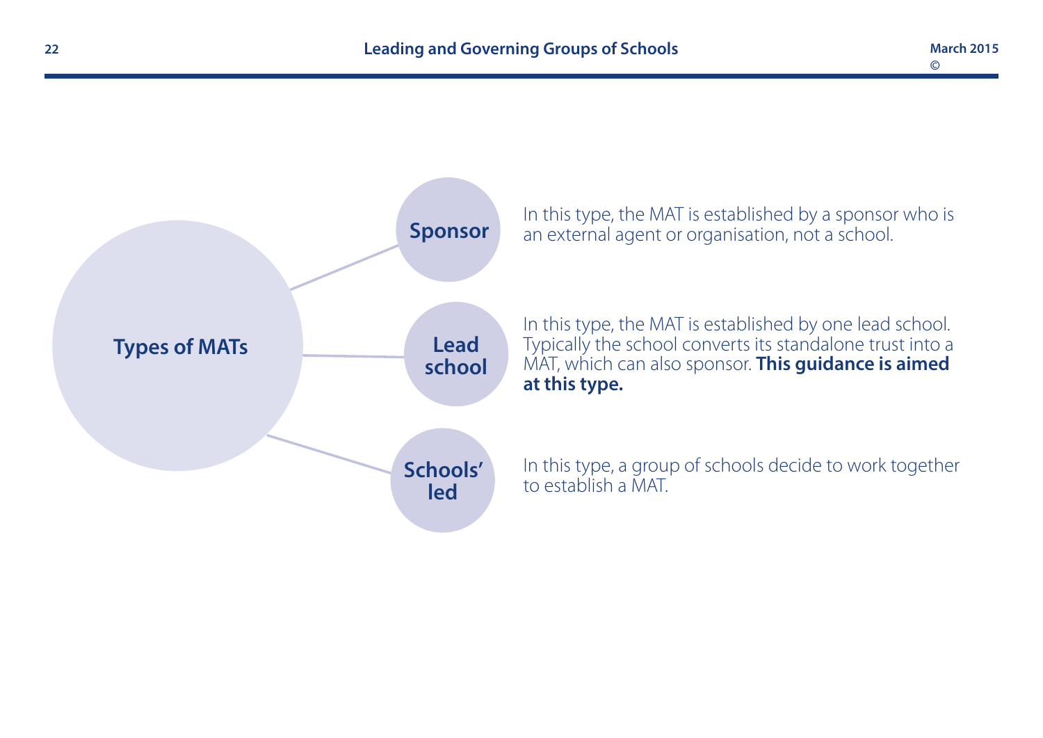**Types of MATs**

**Sponsor**

In this type, the MAT is established by a sponsor who is an external agent or organisation, not a school.

**Lead school**

In this type, the MAT is established by one lead school. Typically the school converts its standalone trust into a MAT, which can also sponsor. **This guidance is aimed at this type.**

**Schools' led**

In this type, a group of schools decide to work together to establish a MAT.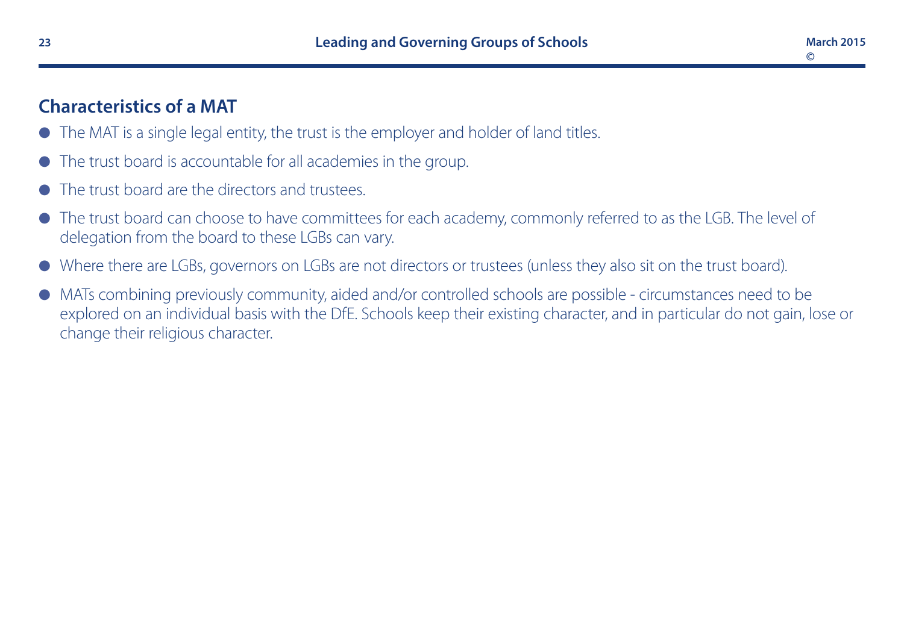## Characteristics of a MAT

- The MAT is a single legal entity, the trust is the employer and holder of land titles.
- The trust board is accountable for all academies in the group.
- The trust board are the directors and trustees.
- The trust board can choose to have committees for each academy, commonly referred to as the LGB. The level of delegation from the board to these LGBs can vary.
- Where there are LGBs, governors on LGBs are not directors or trustees (unless they also sit on the trust board).
- MATs combining previously community, aided and/or controlled schools are possible - circumstances need to be explored on an individual basis with the DfE. Schools keep their existing character, and in particular do not gain, lose or change their religious character.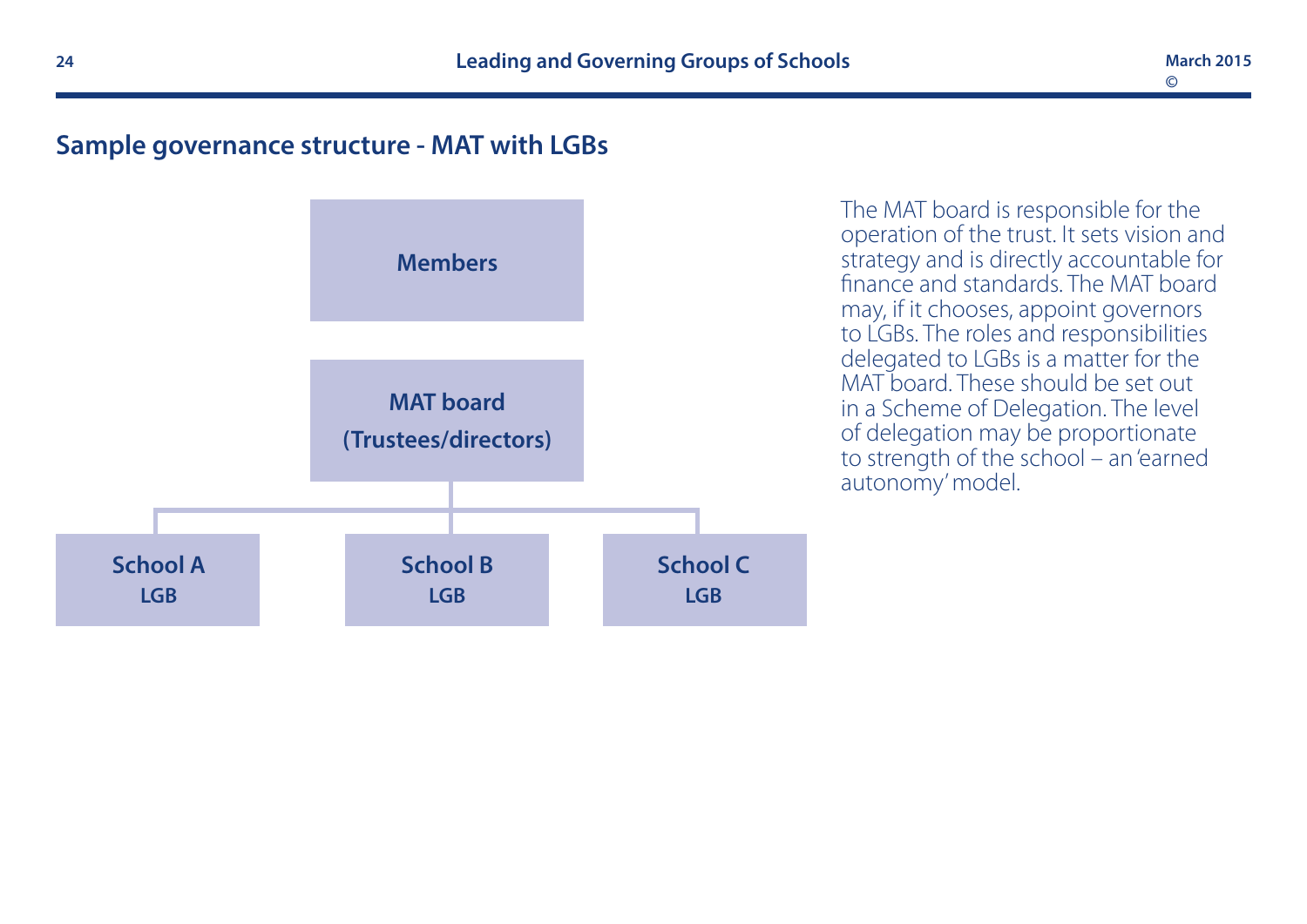## Sample governance structure - MAT with LGBs

Members

MAT board
(Trustees/directors)

School A
LGB

School B
LGB

School C
LGB

The MAT board is responsible for the operation of the trust. It sets vision and strategy and is directly accountable for finance and standards. The MAT board may, if it chooses, appoint governors to LGBs. The roles and responsibilities delegated to LGBs is a matter for the MAT board. These should be set out in a Scheme of Delegation. The level of delegation may be proportionate to strength of the school – an 'earned autonomy' model.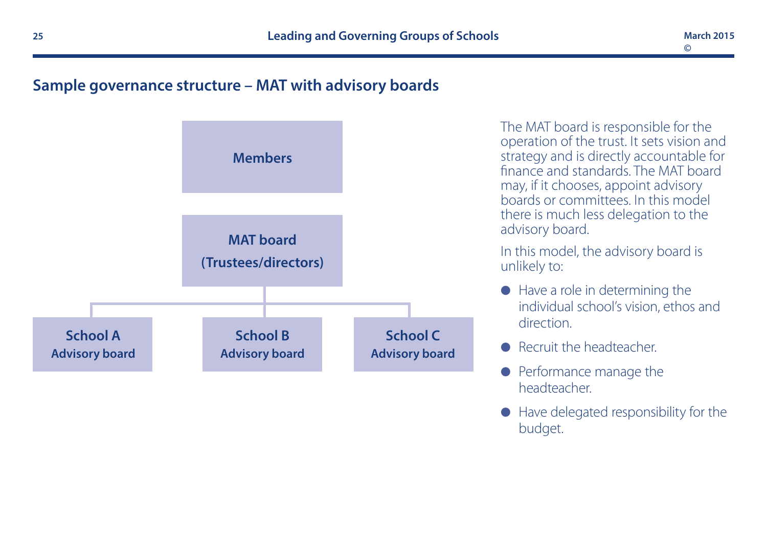## Sample governance structure – MAT with advisory boards

**Members**

**MAT board (Trustees/directors)**

**School A Advisory board** | **School B Advisory board** | **School C Advisory board**

The MAT board is responsible for the operation of the trust. It sets vision and strategy and is directly accountable for finance and standards. The MAT board may, if it chooses, appoint advisory boards or committees. In this model there is much less delegation to the advisory board.

In this model, the advisory board is unlikely to:

- Have a role in determining the individual school's vision, ethos and direction.
- Recruit the headteacher.
- Performance manage the headteacher.
- Have delegated responsibility for the budget.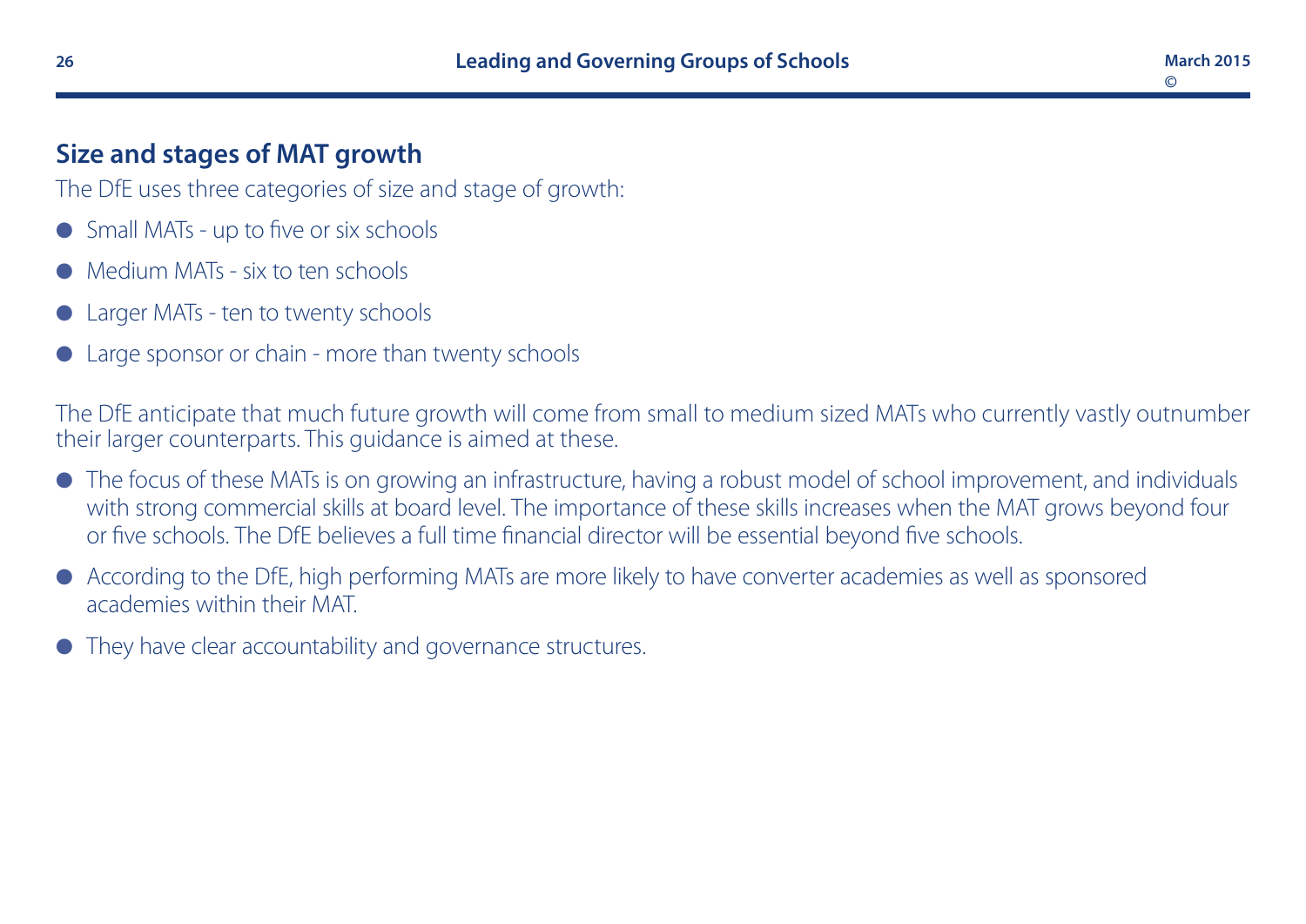## Size and stages of MAT growth

The DfE uses three categories of size and stage of growth:

- Small MATs - up to five or six schools
- Medium MATs - six to ten schools
- Larger MATs - ten to twenty schools
- Large sponsor or chain - more than twenty schools

The DfE anticipate that much future growth will come from small to medium sized MATs who currently vastly outnumber their larger counterparts. This guidance is aimed at these.

- The focus of these MATs is on growing an infrastructure, having a robust model of school improvement, and individuals with strong commercial skills at board level. The importance of these skills increases when the MAT grows beyond four or five schools. The DfE believes a full time financial director will be essential beyond five schools.
- According to the DfE, high performing MATs are more likely to have converter academies as well as sponsored academies within their MAT.
- They have clear accountability and governance structures.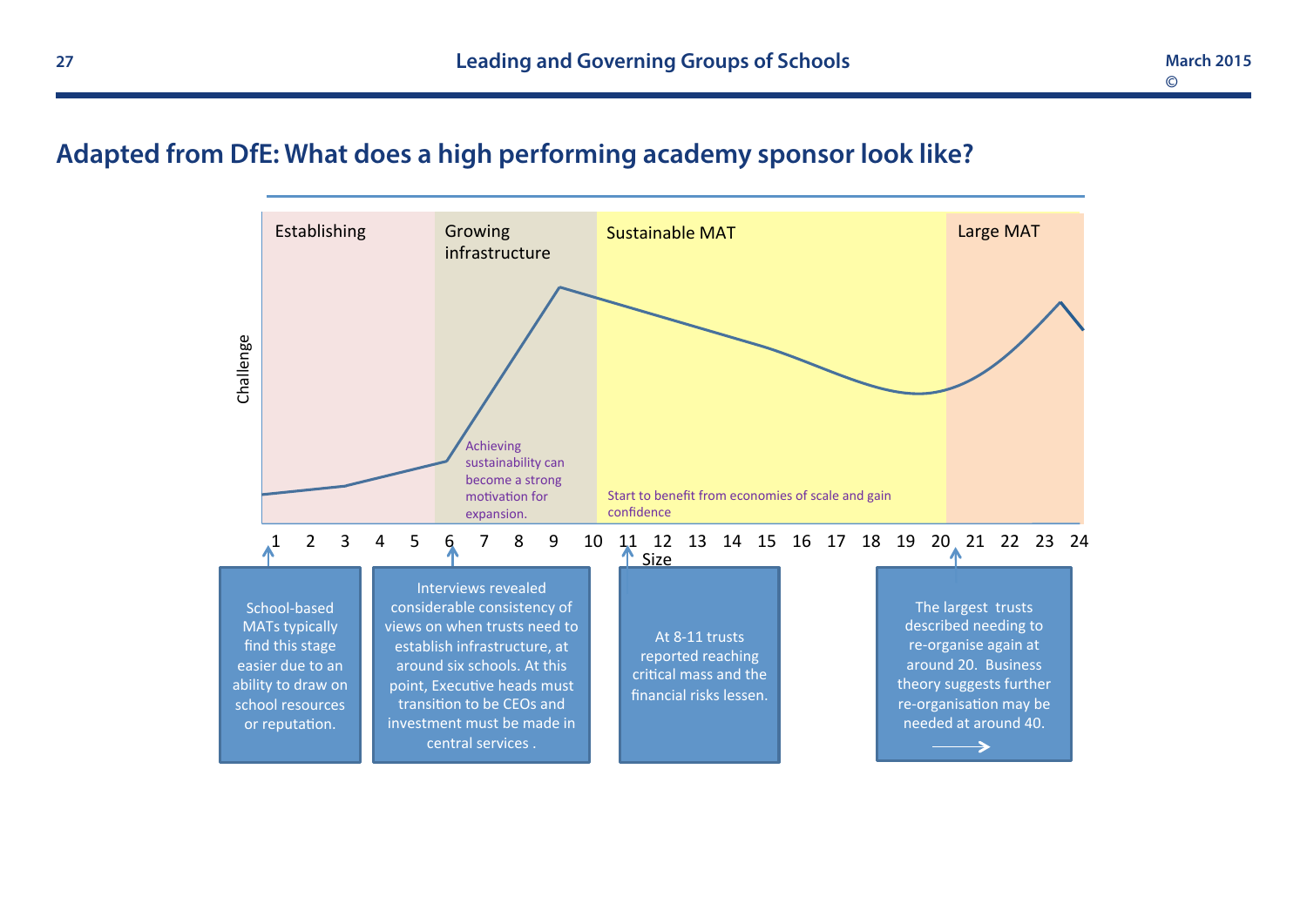## Adapted from DfE: What does a high performing academy sponsor look like?

Establishing

Growing infrastructure

Sustainable MAT

Large MAT

Challenge

Achieving sustainability can become a strong motivation for expansion.

Start to benefit from economies of scale and gain confidence

1 2 3 4 5 6 7 8 9 10 11 12 13 14 15 16 17 18 19 20 21 22 23 24

Size

School-based MATs typically find this stage easier due to an ability to draw on school resources or reputation.

Interviews revealed considerable consistency of views on when trusts need to establish infrastructure, at around six schools. At this point, Executive heads must transition to be CEOs and investment must be made in central services .

At 8-11 trusts reported reaching critical mass and the financial risks lessen.

The largest trusts described needing to re-organise again at around 20. Business theory suggests further re-organisation may be needed at around 40.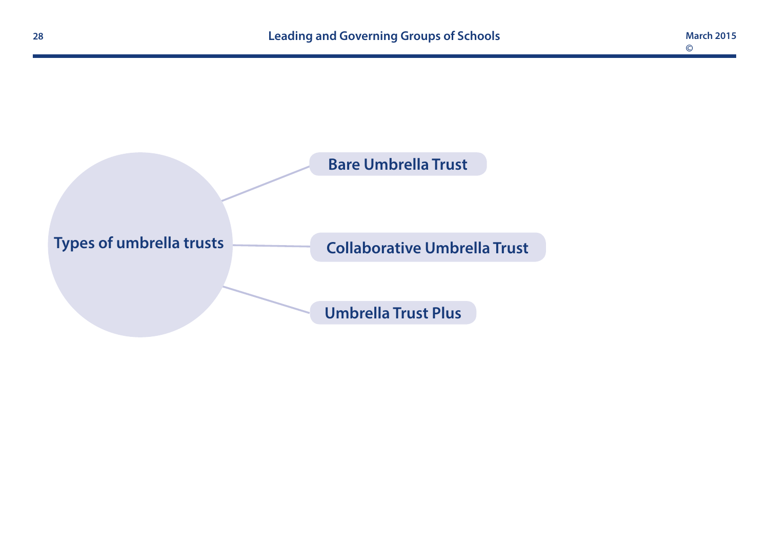**Types of umbrella trusts**

- Bare Umbrella Trust
- Collaborative Umbrella Trust
- Umbrella Trust Plus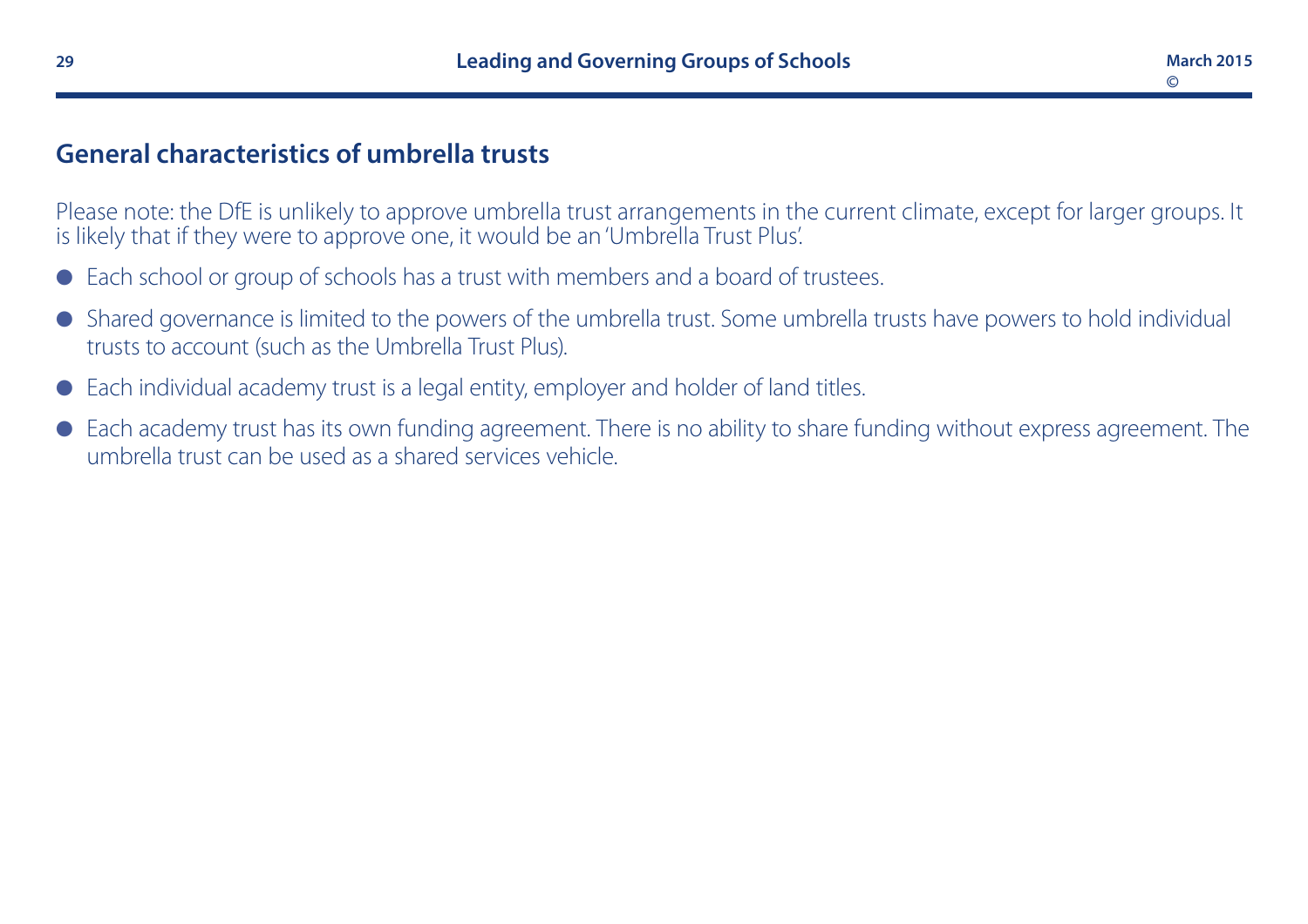## General characteristics of umbrella trusts

Please note: the DfE is unlikely to approve umbrella trust arrangements in the current climate, except for larger groups. It is likely that if they were to approve one, it would be an 'Umbrella Trust Plus'.

- Each school or group of schools has a trust with members and a board of trustees.
- Shared governance is limited to the powers of the umbrella trust. Some umbrella trusts have powers to hold individual trusts to account (such as the Umbrella Trust Plus).
- Each individual academy trust is a legal entity, employer and holder of land titles.
- Each academy trust has its own funding agreement. There is no ability to share funding without express agreement. The umbrella trust can be used as a shared services vehicle.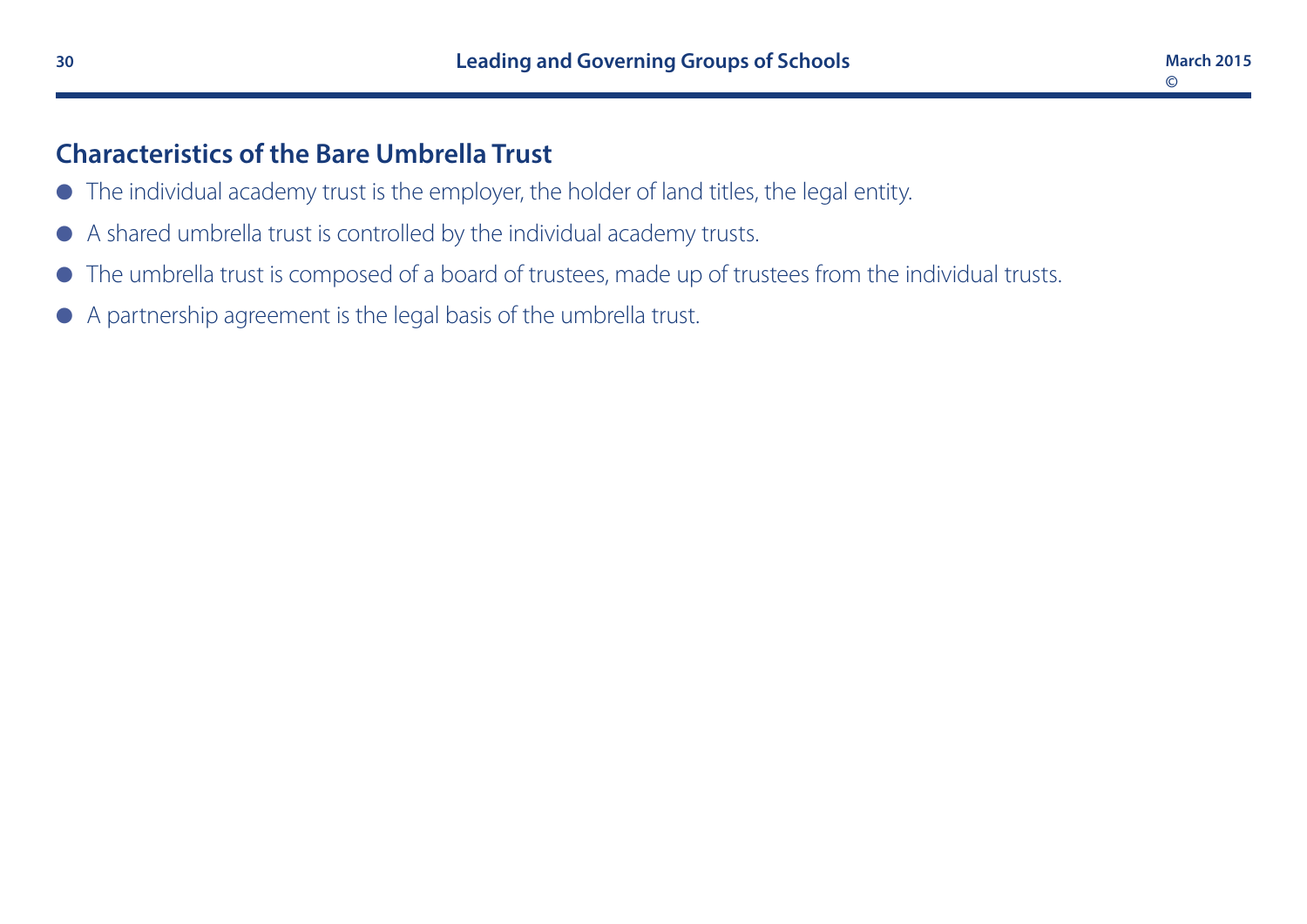## Characteristics of the Bare Umbrella Trust

- The individual academy trust is the employer, the holder of land titles, the legal entity.
- A shared umbrella trust is controlled by the individual academy trusts.
- The umbrella trust is composed of a board of trustees, made up of trustees from the individual trusts.
- A partnership agreement is the legal basis of the umbrella trust.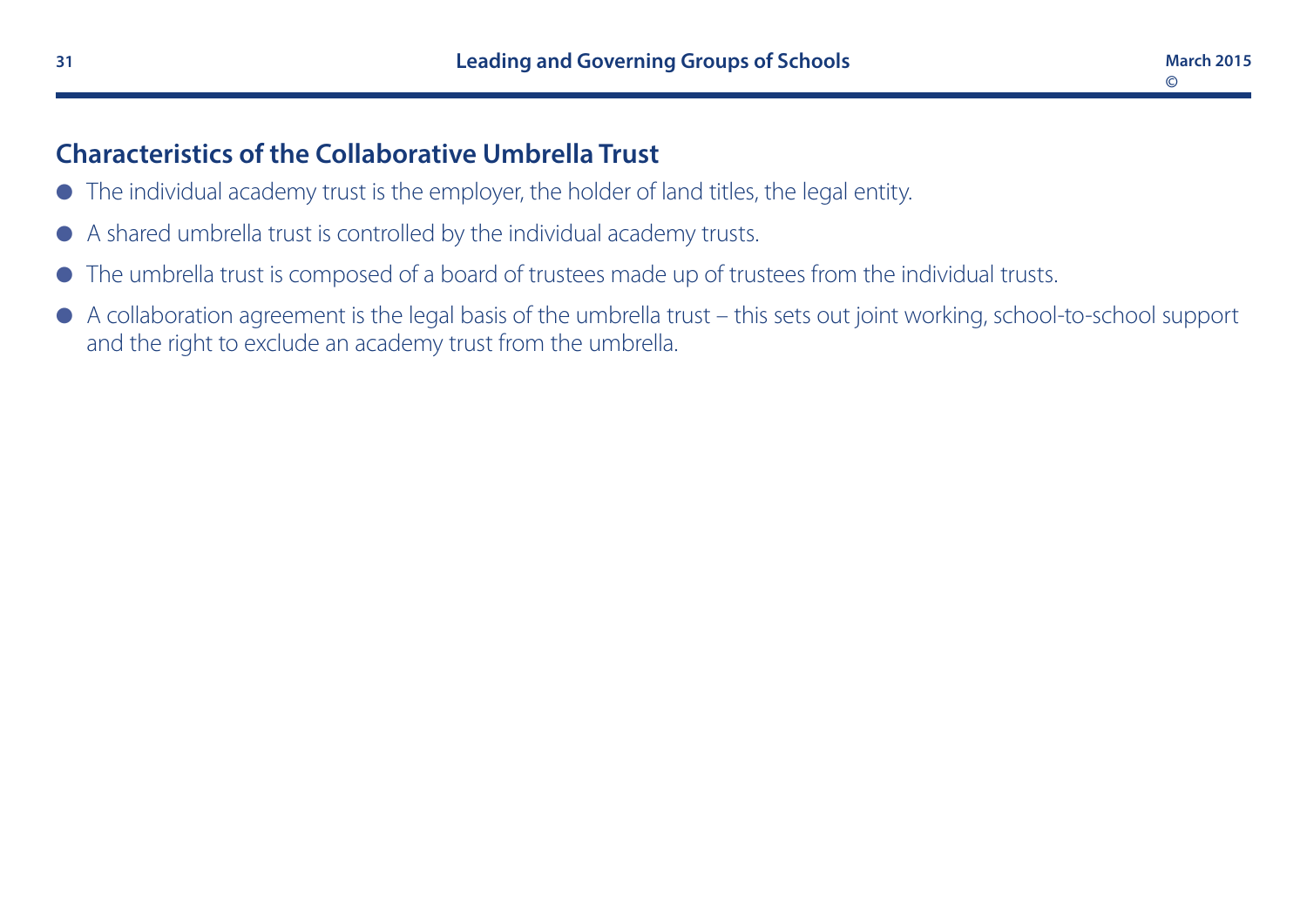## Characteristics of the Collaborative Umbrella Trust

- The individual academy trust is the employer, the holder of land titles, the legal entity.
- A shared umbrella trust is controlled by the individual academy trusts.
- The umbrella trust is composed of a board of trustees made up of trustees from the individual trusts.
- A collaboration agreement is the legal basis of the umbrella trust – this sets out joint working, school-to-school support and the right to exclude an academy trust from the umbrella.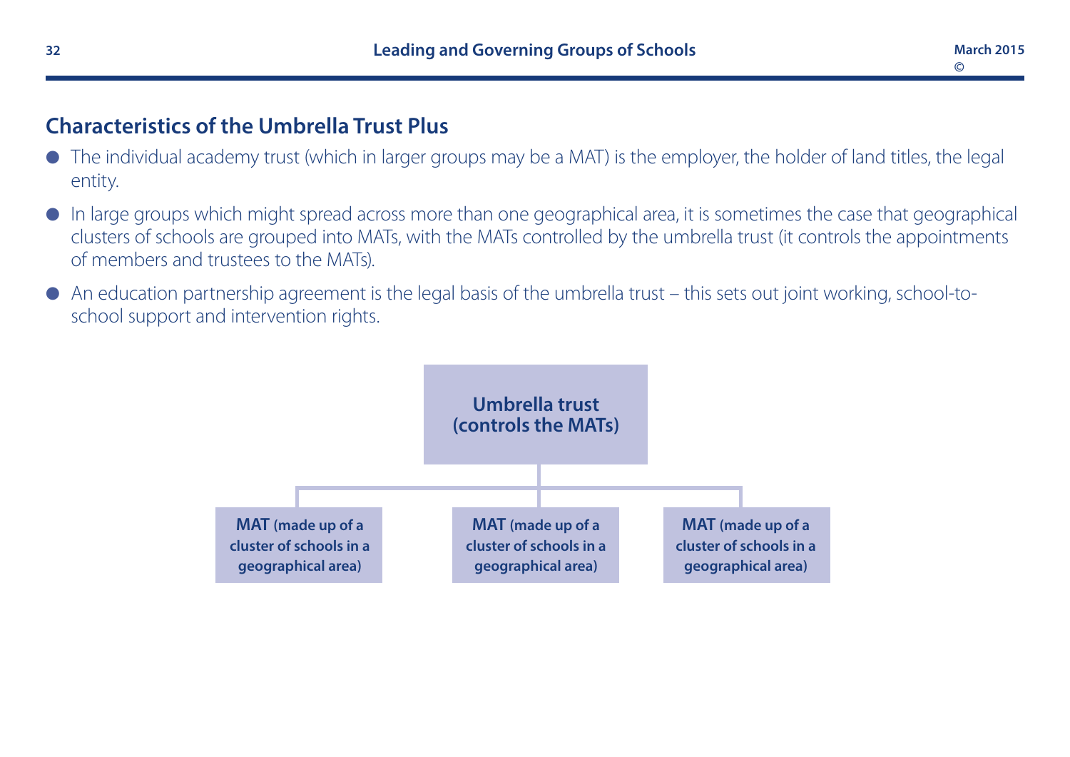## Characteristics of the Umbrella Trust Plus

- The individual academy trust (which in larger groups may be a MAT) is the employer, the holder of land titles, the legal entity.
- In large groups which might spread across more than one geographical area, it is sometimes the case that geographical clusters of schools are grouped into MATs, with the MATs controlled by the umbrella trust (it controls the appointments of members and trustees to the MATs).
- An education partnership agreement is the legal basis of the umbrella trust – this sets out joint working, school-to-school support and intervention rights.

**Umbrella trust (controls the MATs)**

**MAT** (made up of a cluster of schools in a geographical area)

**MAT** (made up of a cluster of schools in a geographical area)

**MAT** (made up of a cluster of schools in a geographical area)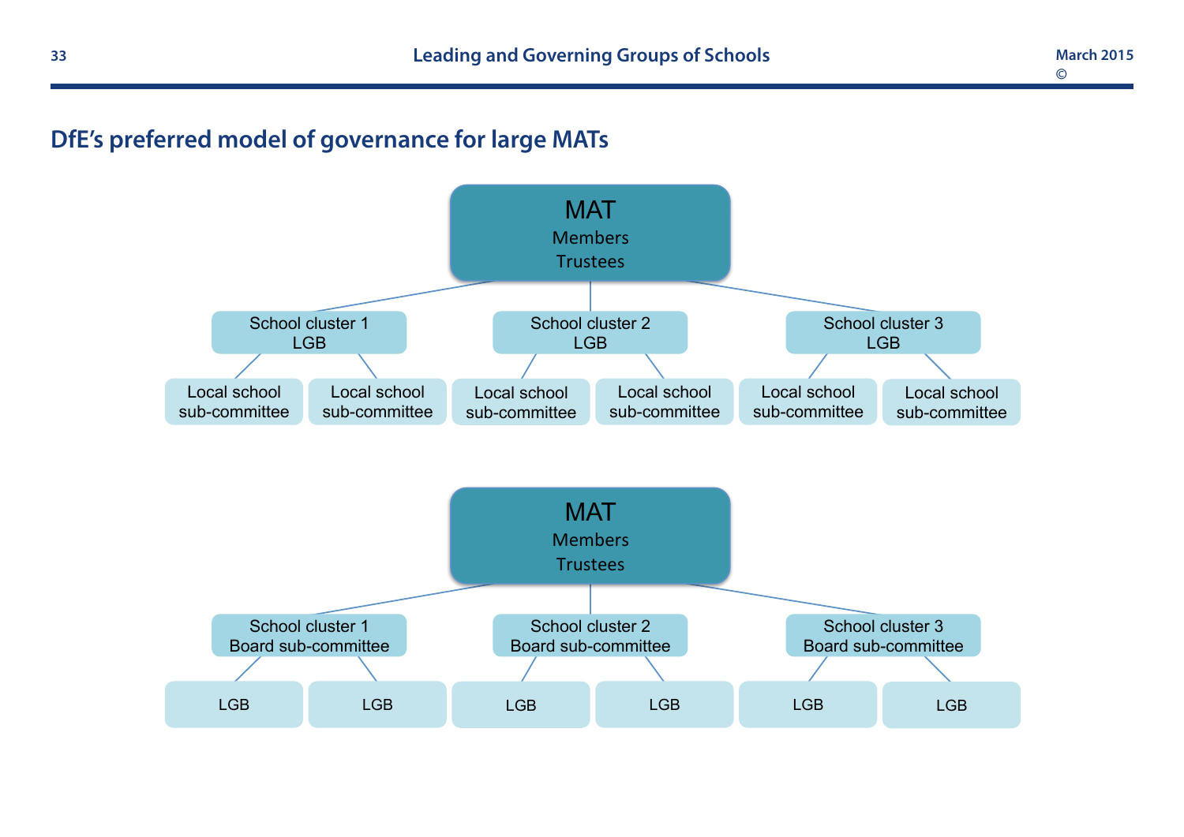## DfE's preferred model of governance for large MATs

**MAT**
Members
Trustees

- School cluster 1 LGB
  - Local school sub-committee
  - Local school sub-committee
- School cluster 2 LGB
  - Local school sub-committee
  - Local school sub-committee
- School cluster 3 LGB
  - Local school sub-committee
  - Local school sub-committee

**MAT**
Members
Trustees

- School cluster 1 Board sub-committee
  - LGB
  - LGB
- School cluster 2 Board sub-committee
  - LGB
  - LGB
- School cluster 3 Board sub-committee
  - LGB
  - LGB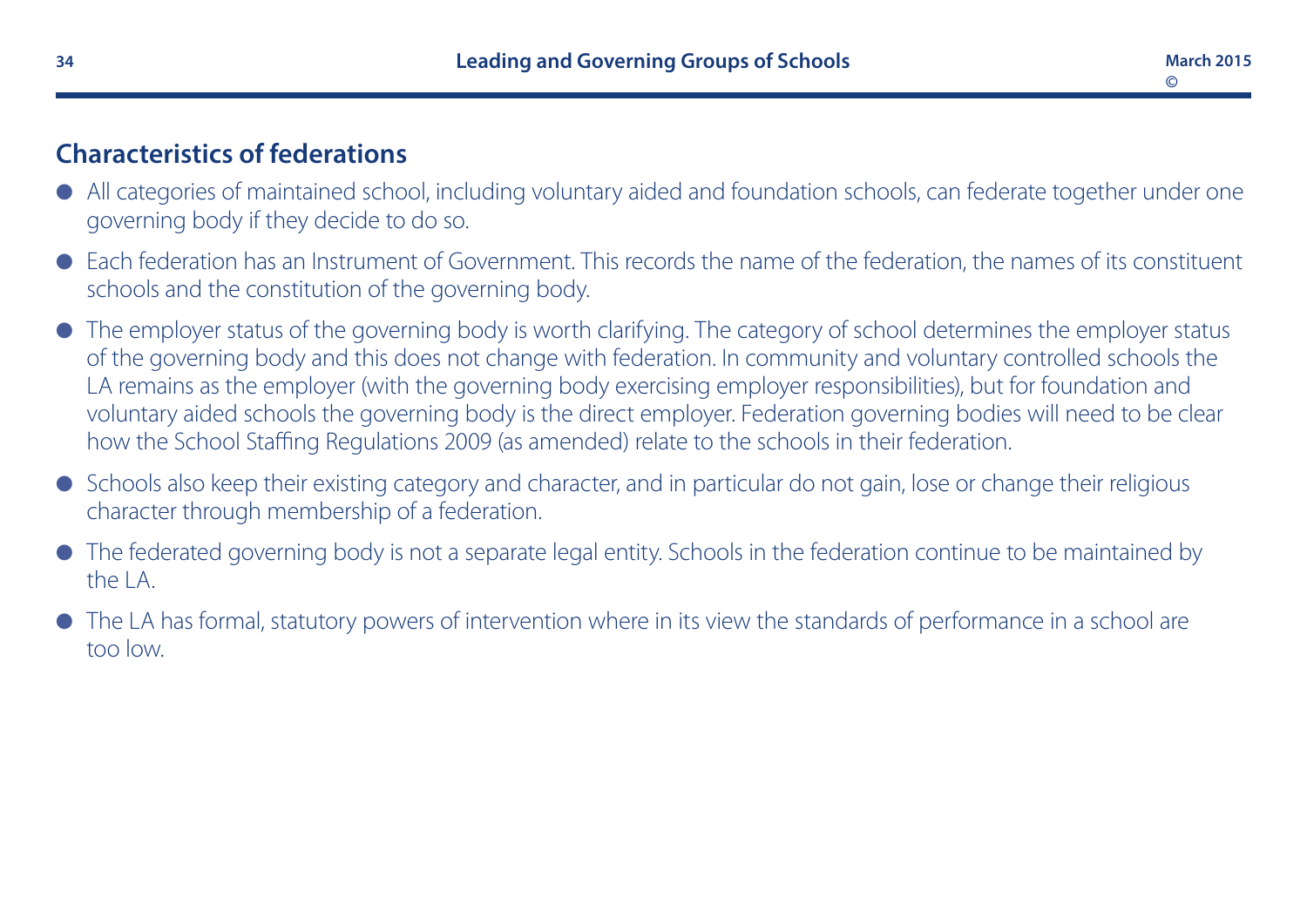## Characteristics of federations

- All categories of maintained school, including voluntary aided and foundation schools, can federate together under one governing body if they decide to do so.
- Each federation has an Instrument of Government. This records the name of the federation, the names of its constituent schools and the constitution of the governing body.
- The employer status of the governing body is worth clarifying. The category of school determines the employer status of the governing body and this does not change with federation. In community and voluntary controlled schools the LA remains as the employer (with the governing body exercising employer responsibilities), but for foundation and voluntary aided schools the governing body is the direct employer. Federation governing bodies will need to be clear how the School Staffing Regulations 2009 (as amended) relate to the schools in their federation.
- Schools also keep their existing category and character, and in particular do not gain, lose or change their religious character through membership of a federation.
- The federated governing body is not a separate legal entity. Schools in the federation continue to be maintained by the LA.
- The LA has formal, statutory powers of intervention where in its view the standards of performance in a school are too low.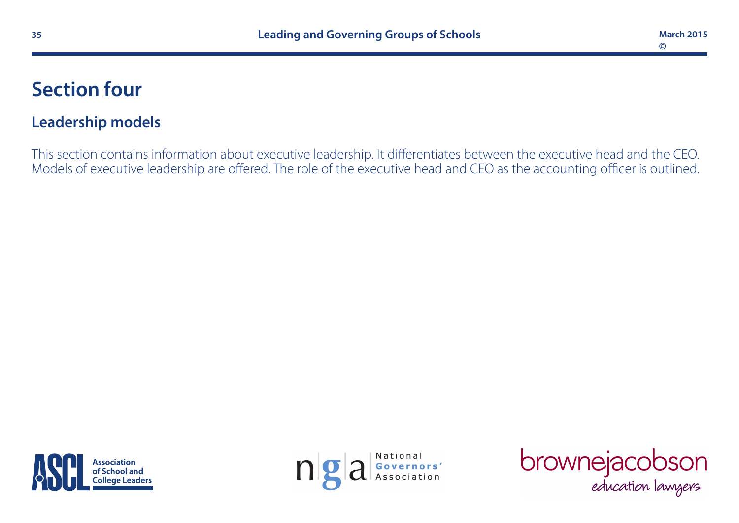# Section four

## Leadership models

This section contains information about executive leadership. It differentiates between the executive head and the CEO. Models of executive leadership are offered. The role of the executive head and CEO as the accounting officer is outlined.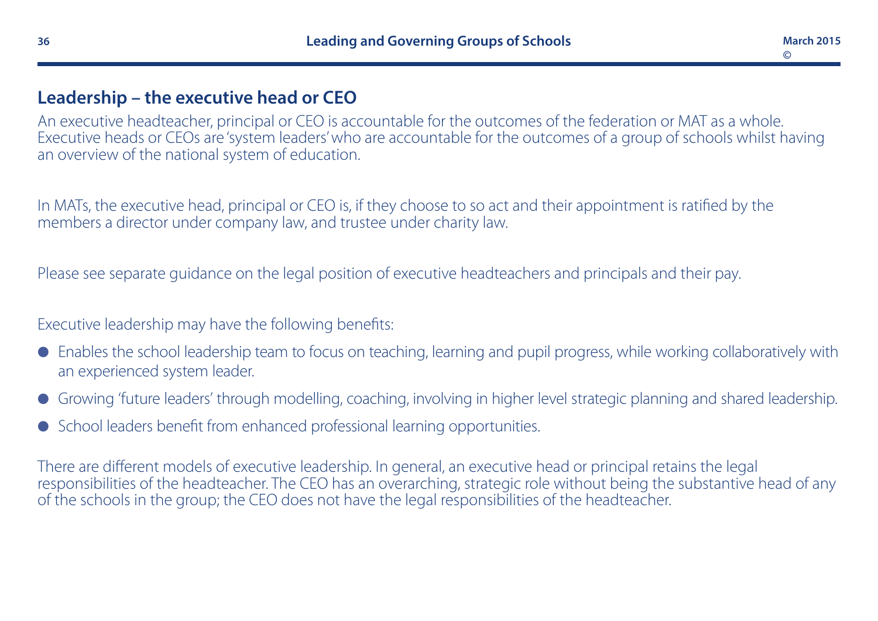## Leadership – the executive head or CEO

An executive headteacher, principal or CEO is accountable for the outcomes of the federation or MAT as a whole. Executive heads or CEOs are 'system leaders' who are accountable for the outcomes of a group of schools whilst having an overview of the national system of education.

In MATs, the executive head, principal or CEO is, if they choose to so act and their appointment is ratified by the members a director under company law, and trustee under charity law.

Please see separate guidance on the legal position of executive headteachers and principals and their pay.

Executive leadership may have the following benefits:

- Enables the school leadership team to focus on teaching, learning and pupil progress, while working collaboratively with an experienced system leader.
- Growing 'future leaders' through modelling, coaching, involving in higher level strategic planning and shared leadership.
- School leaders benefit from enhanced professional learning opportunities.

There are different models of executive leadership. In general, an executive head or principal retains the legal responsibilities of the headteacher. The CEO has an overarching, strategic role without being the substantive head of any of the schools in the group; the CEO does not have the legal responsibilities of the headteacher.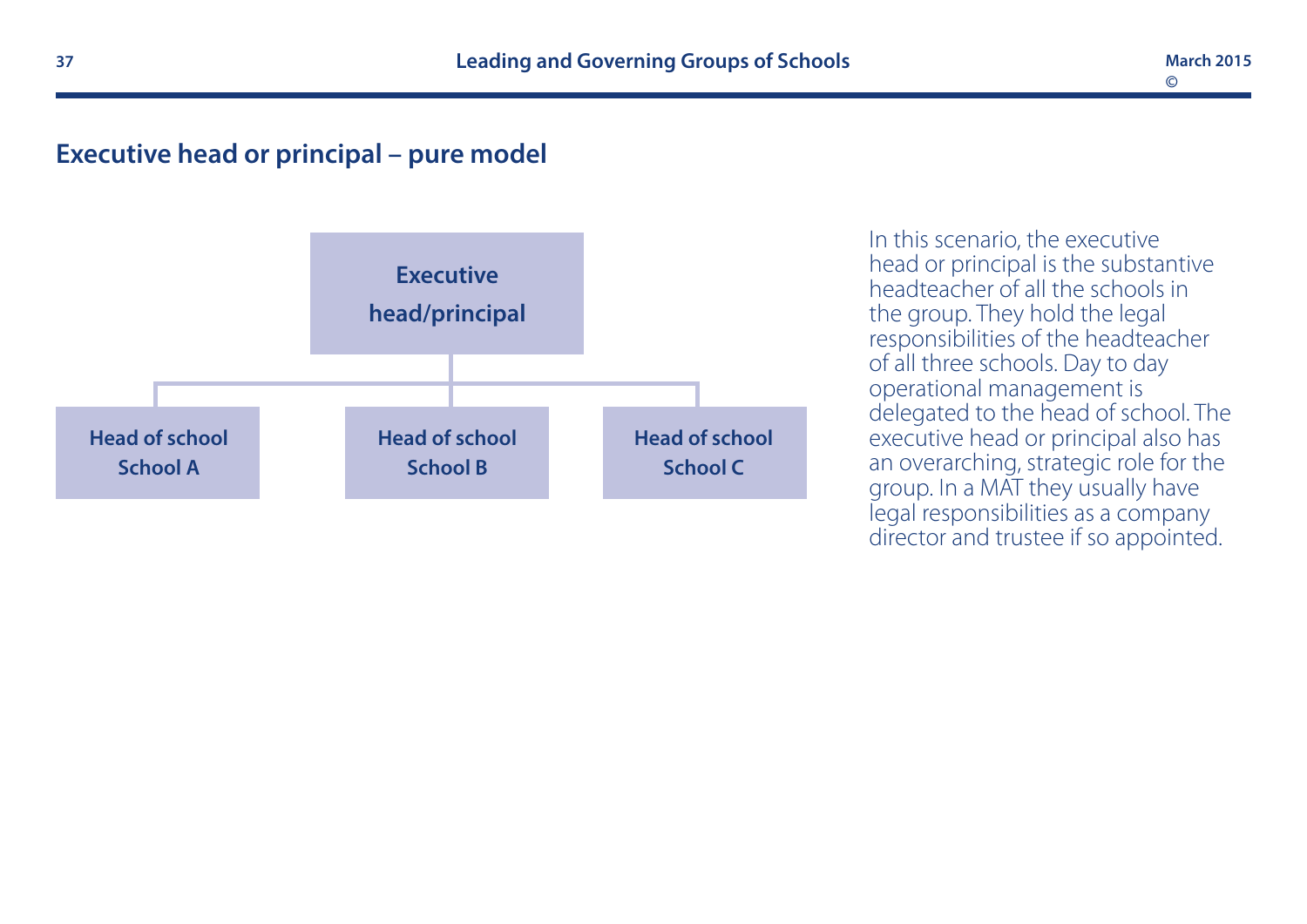## Executive head or principal – pure model

**Executive head/principal**

- **Head of school** School A
- **Head of school** School B
- **Head of school** School C

In this scenario, the executive head or principal is the substantive headteacher of all the schools in the group. They hold the legal responsibilities of the headteacher of all three schools. Day to day operational management is delegated to the head of school. The executive head or principal also has an overarching, strategic role for the group. In a MAT they usually have legal responsibilities as a company director and trustee if so appointed.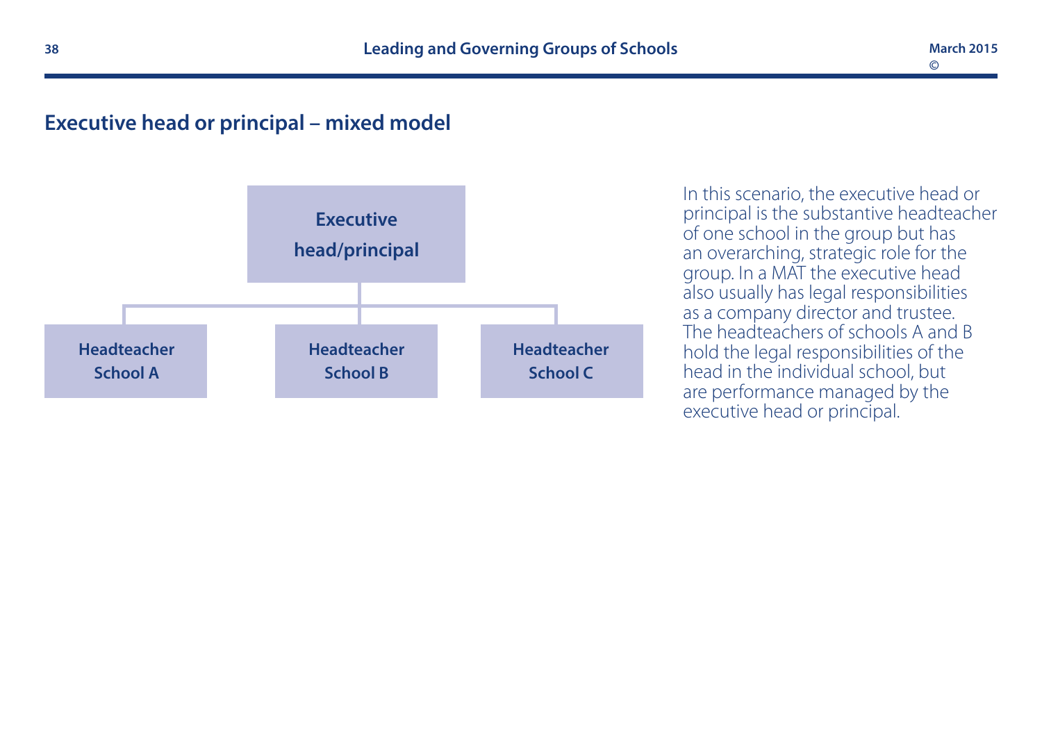## Executive head or principal – mixed model

**Executive head/principal**

**Headteacher School A**

**Headteacher School B**

**Headteacher School C**

In this scenario, the executive head or principal is the substantive headteacher of one school in the group but has an overarching, strategic role for the group. In a MAT the executive head also usually has legal responsibilities as a company director and trustee. The headteachers of schools A and B hold the legal responsibilities of the head in the individual school, but are performance managed by the executive head or principal.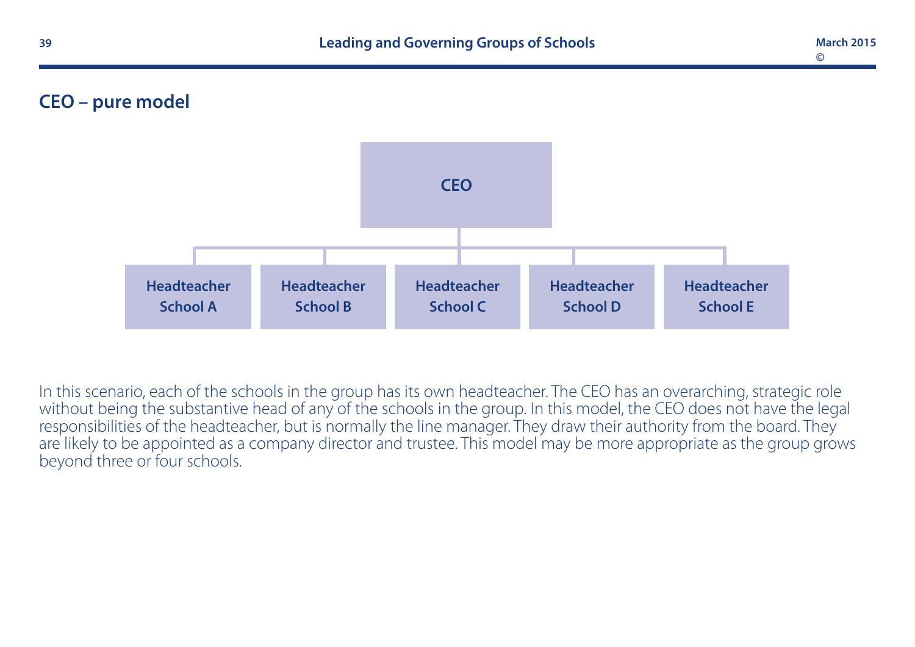## CEO – pure model

CEO

Headteacher School A

Headteacher School B

Headteacher School C

Headteacher School D

Headteacher School E

In this scenario, each of the schools in the group has its own headteacher. The CEO has an overarching, strategic role without being the substantive head of any of the schools in the group. In this model, the CEO does not have the legal responsibilities of the headteacher, but is normally the line manager. They draw their authority from the board. They are likely to be appointed as a company director and trustee. This model may be more appropriate as the group grows beyond three or four schools.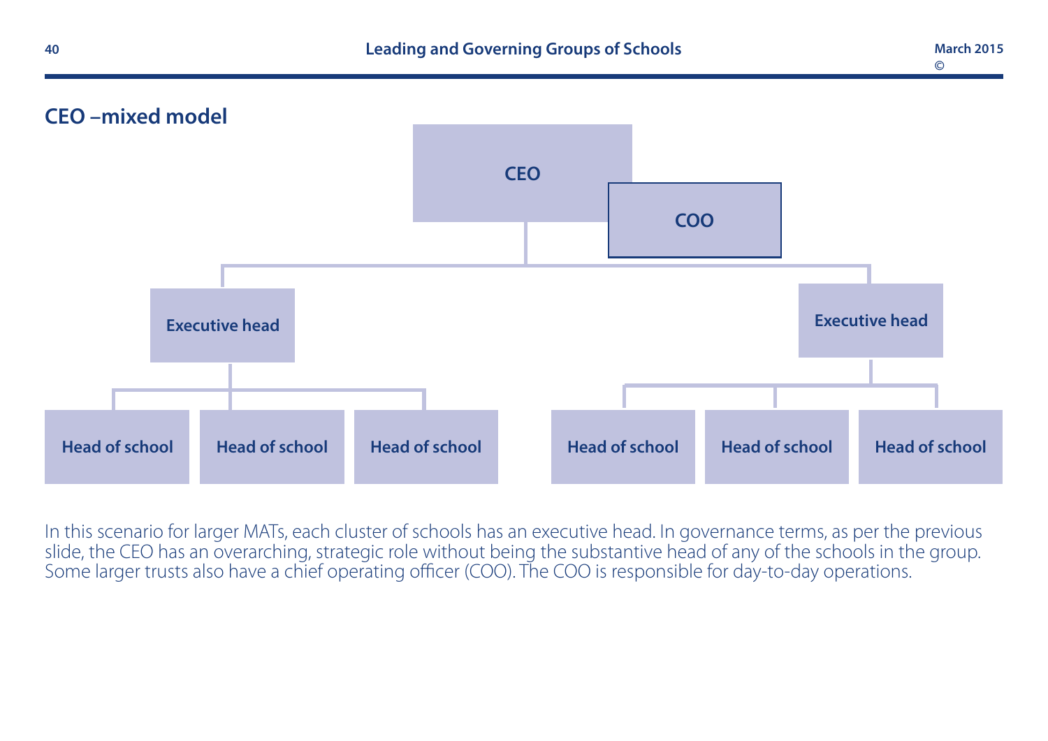## CEO –mixed model

CEO

COO

Executive head

Executive head

Head of school

Head of school

Head of school

Head of school

Head of school

Head of school

In this scenario for larger MATs, each cluster of schools has an executive head. In governance terms, as per the previous slide, the CEO has an overarching, strategic role without being the substantive head of any of the schools in the group. Some larger trusts also have a chief operating officer (COO). The COO is responsible for day-to-day operations.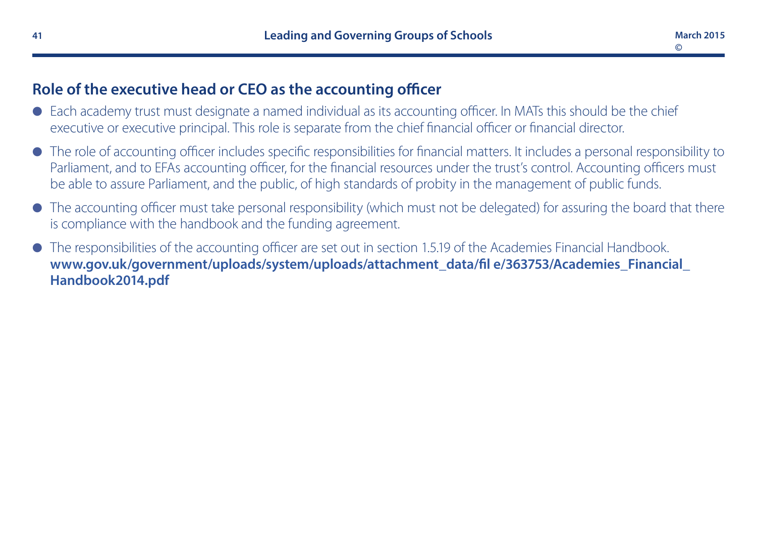## Role of the executive head or CEO as the accounting officer

- Each academy trust must designate a named individual as its accounting officer. In MATs this should be the chief executive or executive principal. This role is separate from the chief financial officer or financial director.
- The role of accounting officer includes specific responsibilities for financial matters. It includes a personal responsibility to Parliament, and to EFAs accounting officer, for the financial resources under the trust's control. Accounting officers must be able to assure Parliament, and the public, of high standards of probity in the management of public funds.
- The accounting officer must take personal responsibility (which must not be delegated) for assuring the board that there is compliance with the handbook and the funding agreement.
- The responsibilities of the accounting officer are set out in section 1.5.19 of the Academies Financial Handbook. **www.gov.uk/government/uploads/system/uploads/attachment_data/fil e/363753/Academies_Financial_Handbook2014.pdf**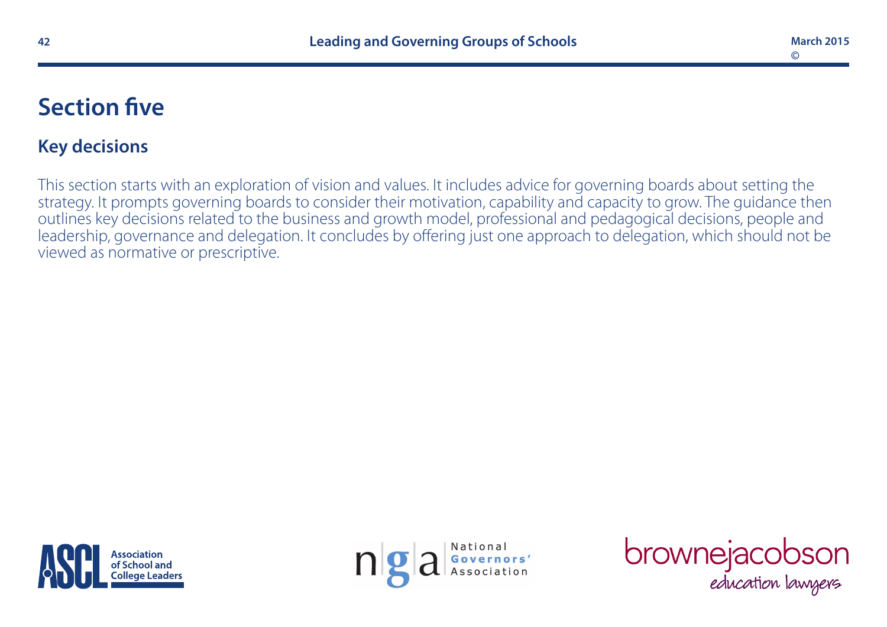# Section five

## Key decisions

This section starts with an exploration of vision and values. It includes advice for governing boards about setting the strategy. It prompts governing boards to consider their motivation, capability and capacity to grow. The guidance then outlines key decisions related to the business and growth model, professional and pedagogical decisions, people and leadership, governance and delegation. It concludes by offering just one approach to delegation, which should not be viewed as normative or prescriptive.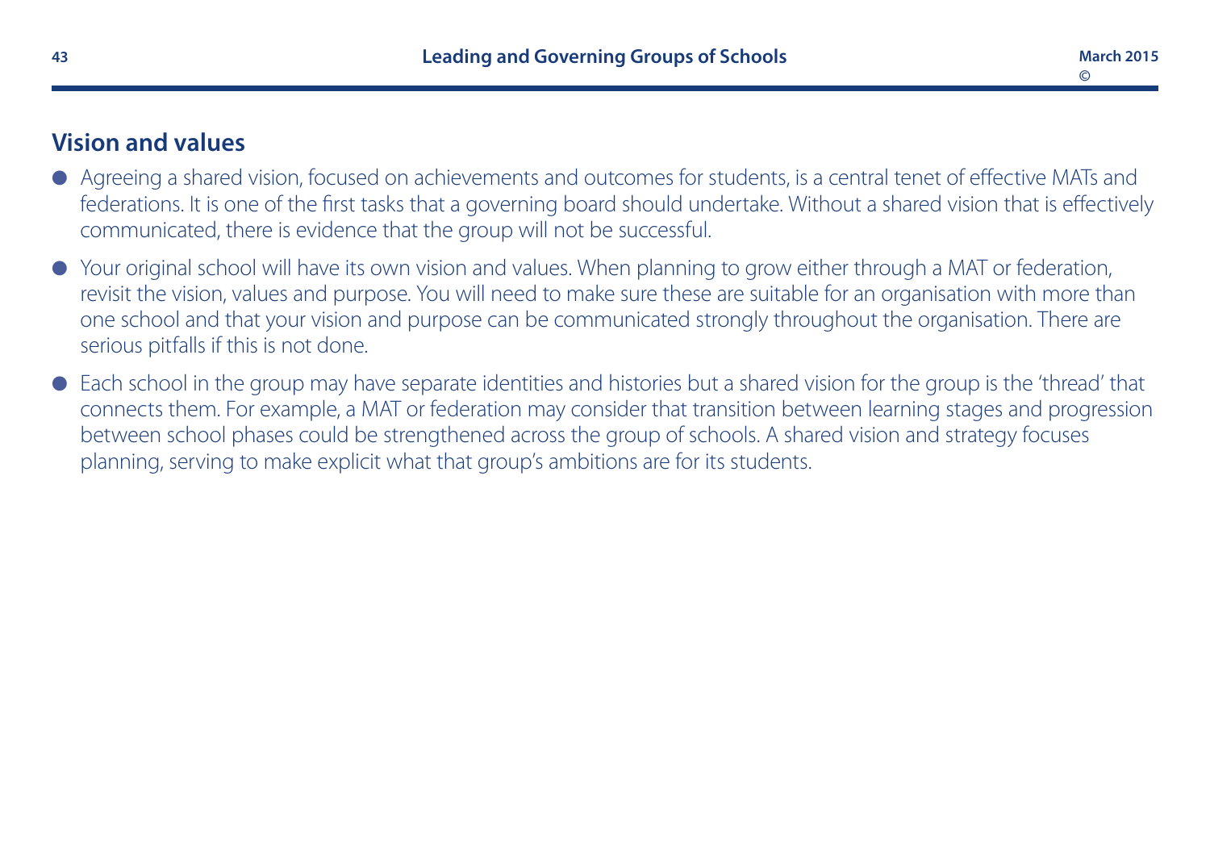## Vision and values

- Agreeing a shared vision, focused on achievements and outcomes for students, is a central tenet of effective MATs and federations. It is one of the first tasks that a governing board should undertake. Without a shared vision that is effectively communicated, there is evidence that the group will not be successful.
- Your original school will have its own vision and values. When planning to grow either through a MAT or federation, revisit the vision, values and purpose. You will need to make sure these are suitable for an organisation with more than one school and that your vision and purpose can be communicated strongly throughout the organisation. There are serious pitfalls if this is not done.
- Each school in the group may have separate identities and histories but a shared vision for the group is the 'thread' that connects them. For example, a MAT or federation may consider that transition between learning stages and progression between school phases could be strengthened across the group of schools. A shared vision and strategy focuses planning, serving to make explicit what that group's ambitions are for its students.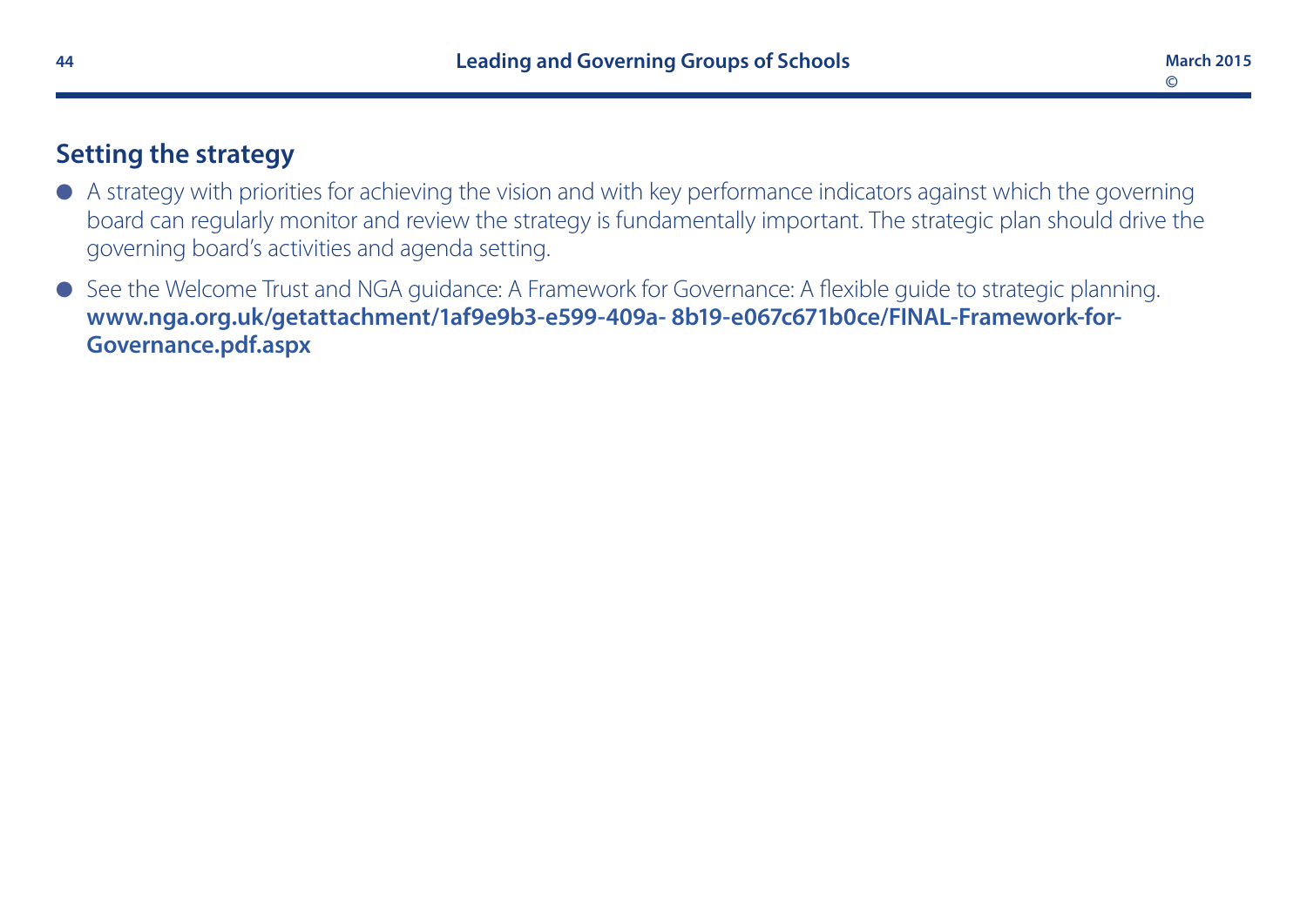## Setting the strategy

- A strategy with priorities for achieving the vision and with key performance indicators against which the governing board can regularly monitor and review the strategy is fundamentally important. The strategic plan should drive the governing board's activities and agenda setting.
- See the Welcome Trust and NGA guidance: A Framework for Governance: A flexible guide to strategic planning. **www.nga.org.uk/getattachment/1af9e9b3-e599-409a- 8b19-e067c671b0ce/FINAL-Framework-for-Governance.pdf.aspx**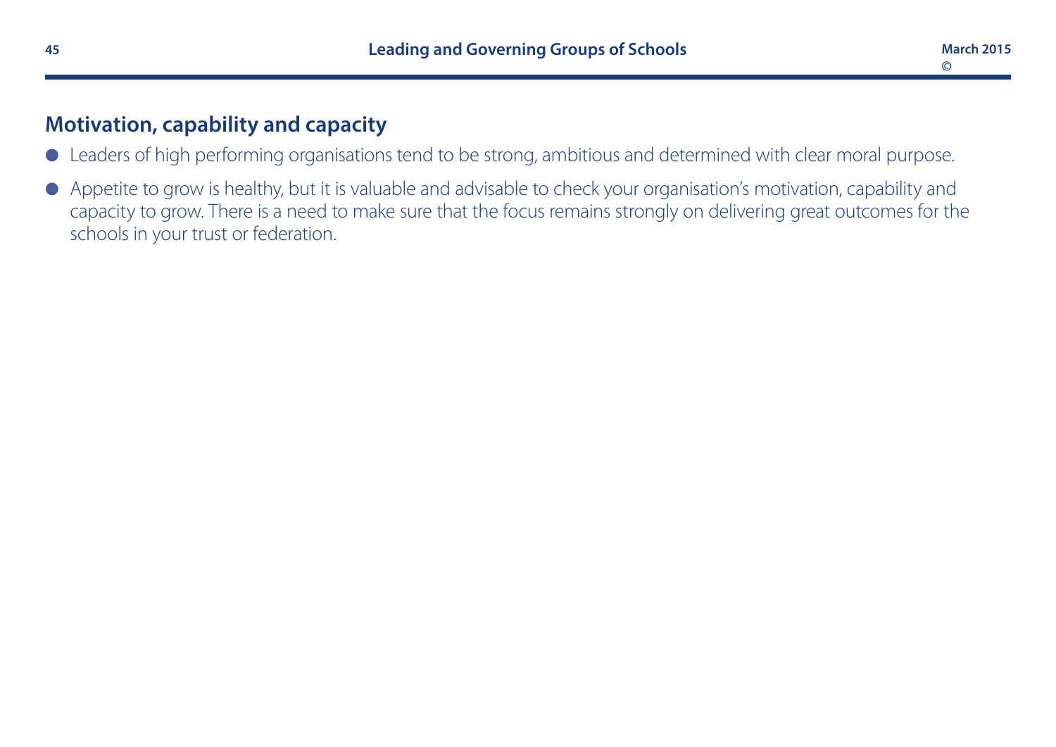## Motivation, capability and capacity

- Leaders of high performing organisations tend to be strong, ambitious and determined with clear moral purpose.
- Appetite to grow is healthy, but it is valuable and advisable to check your organisation's motivation, capability and capacity to grow. There is a need to make sure that the focus remains strongly on delivering great outcomes for the schools in your trust or federation.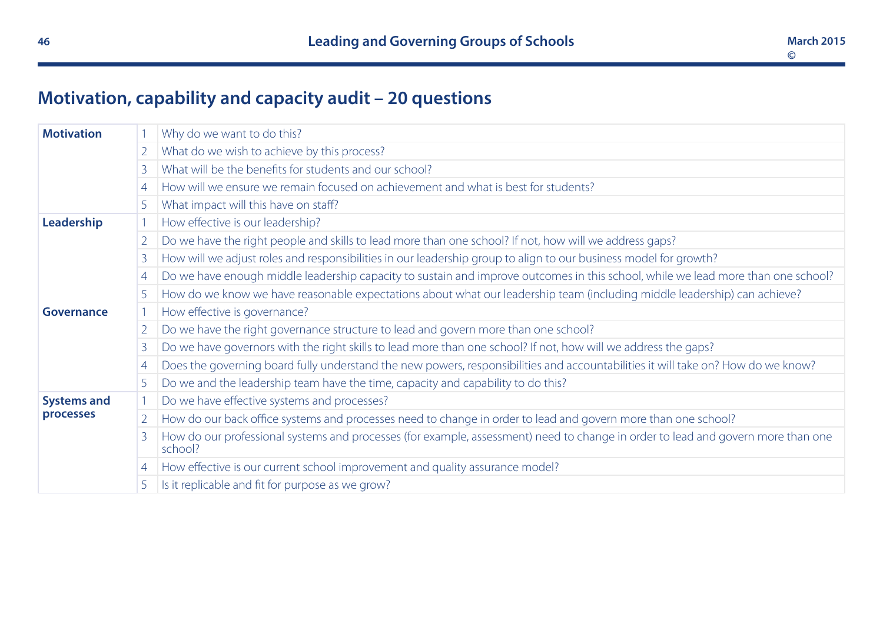## Motivation, capability and capacity audit – 20 questions

| | | |
|---|---|---|
| **Motivation** | 1 | Why do we want to do this? |
| | 2 | What do we wish to achieve by this process? |
| | 3 | What will be the benefits for students and our school? |
| | 4 | How will we ensure we remain focused on achievement and what is best for students? |
| | 5 | What impact will this have on staff? |
| **Leadership** | 1 | How effective is our leadership? |
| | 2 | Do we have the right people and skills to lead more than one school? If not, how will we address gaps? |
| | 3 | How will we adjust roles and responsibilities in our leadership group to align to our business model for growth? |
| | 4 | Do we have enough middle leadership capacity to sustain and improve outcomes in this school, while we lead more than one school? |
| | 5 | How do we know we have reasonable expectations about what our leadership team (including middle leadership) can achieve? |
| **Governance** | 1 | How effective is governance? |
| | 2 | Do we have the right governance structure to lead and govern more than one school? |
| | 3 | Do we have governors with the right skills to lead more than one school? If not, how will we address the gaps? |
| | 4 | Does the governing board fully understand the new powers, responsibilities and accountabilities it will take on? How do we know? |
| | 5 | Do we and the leadership team have the time, capacity and capability to do this? |
| **Systems and processes** | 1 | Do we have effective systems and processes? |
| | 2 | How do our back office systems and processes need to change in order to lead and govern more than one school? |
| | 3 | How do our professional systems and processes (for example, assessment) need to change in order to lead and govern more than one school? |
| | 4 | How effective is our current school improvement and quality assurance model? |
| | 5 | Is it replicable and fit for purpose as we grow? |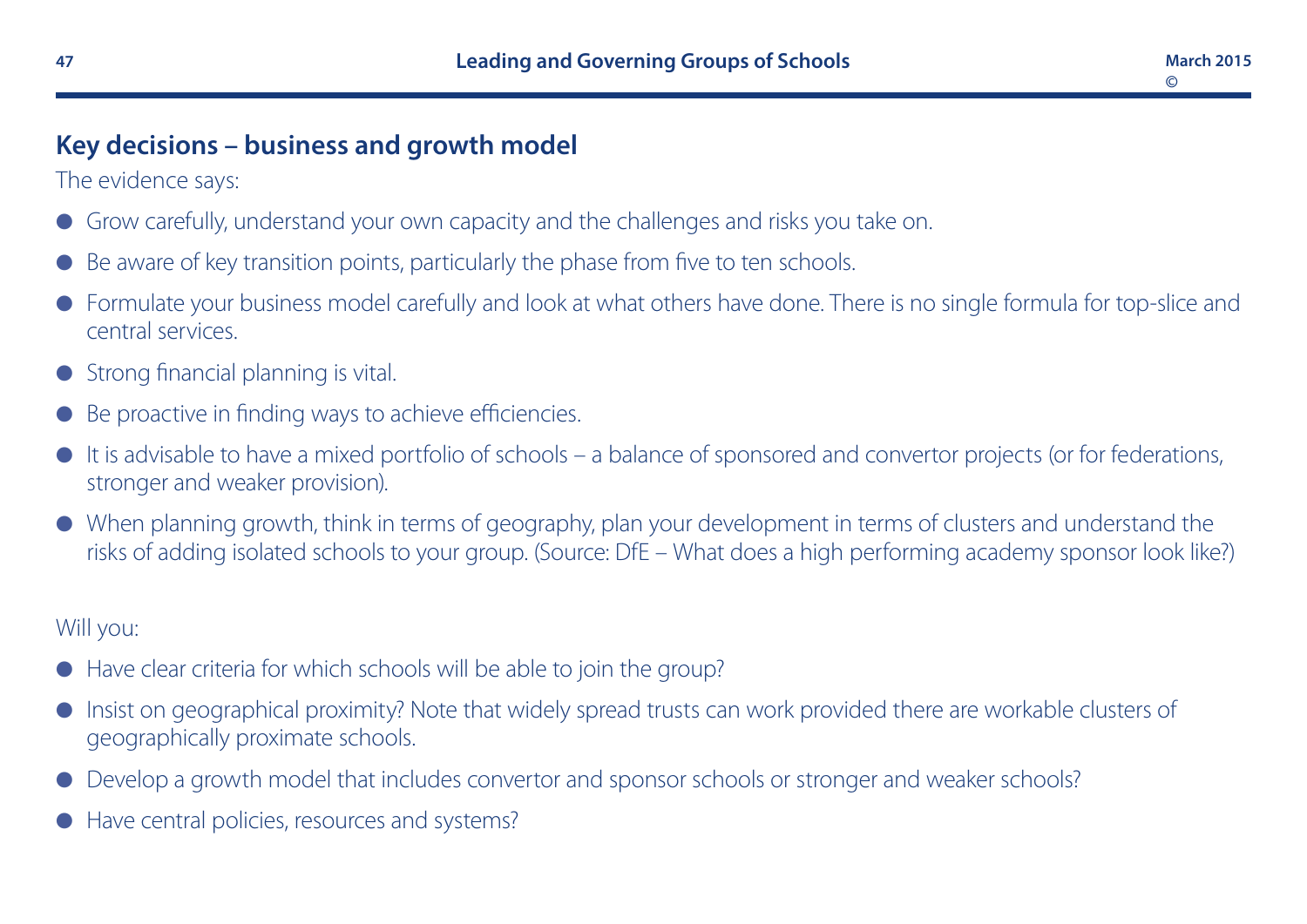## Key decisions – business and growth model

The evidence says:

- Grow carefully, understand your own capacity and the challenges and risks you take on.
- Be aware of key transition points, particularly the phase from five to ten schools.
- Formulate your business model carefully and look at what others have done. There is no single formula for top-slice and central services.
- Strong financial planning is vital.
- Be proactive in finding ways to achieve efficiencies.
- It is advisable to have a mixed portfolio of schools – a balance of sponsored and convertor projects (or for federations, stronger and weaker provision).
- When planning growth, think in terms of geography, plan your development in terms of clusters and understand the risks of adding isolated schools to your group. (Source: DfE – What does a high performing academy sponsor look like?)

Will you:

- Have clear criteria for which schools will be able to join the group?
- Insist on geographical proximity? Note that widely spread trusts can work provided there are workable clusters of geographically proximate schools.
- Develop a growth model that includes convertor and sponsor schools or stronger and weaker schools?
- Have central policies, resources and systems?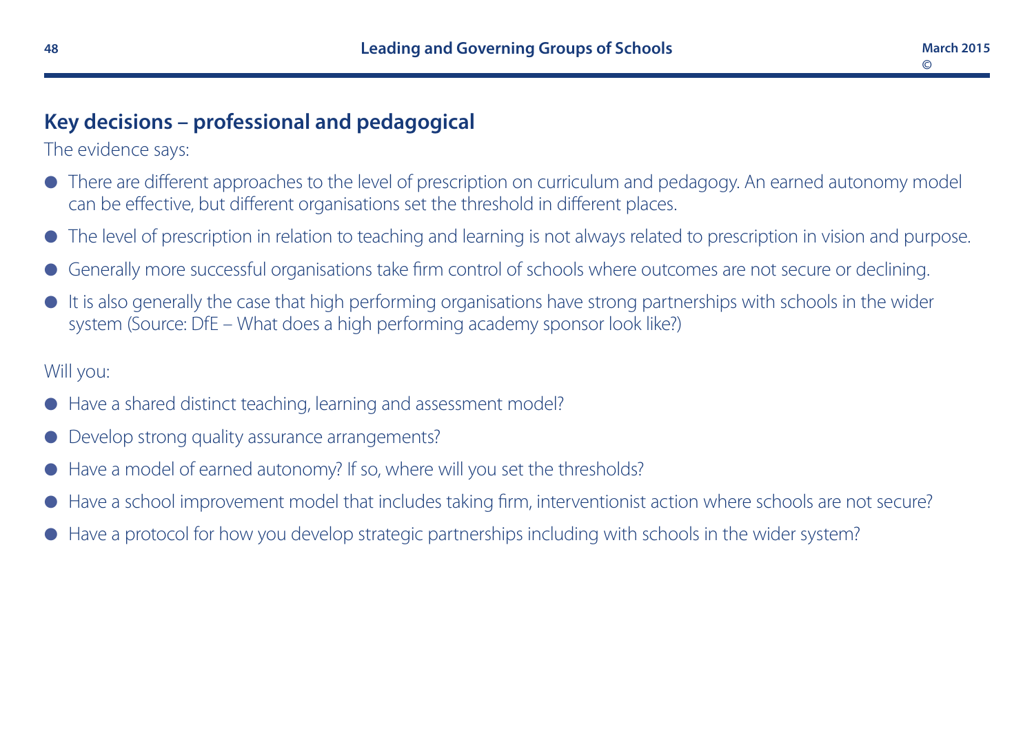## Key decisions – professional and pedagogical

The evidence says:

- There are different approaches to the level of prescription on curriculum and pedagogy. An earned autonomy model can be effective, but different organisations set the threshold in different places.
- The level of prescription in relation to teaching and learning is not always related to prescription in vision and purpose.
- Generally more successful organisations take firm control of schools where outcomes are not secure or declining.
- It is also generally the case that high performing organisations have strong partnerships with schools in the wider system (Source: DfE – What does a high performing academy sponsor look like?)

Will you:

- Have a shared distinct teaching, learning and assessment model?
- Develop strong quality assurance arrangements?
- Have a model of earned autonomy? If so, where will you set the thresholds?
- Have a school improvement model that includes taking firm, interventionist action where schools are not secure?
- Have a protocol for how you develop strategic partnerships including with schools in the wider system?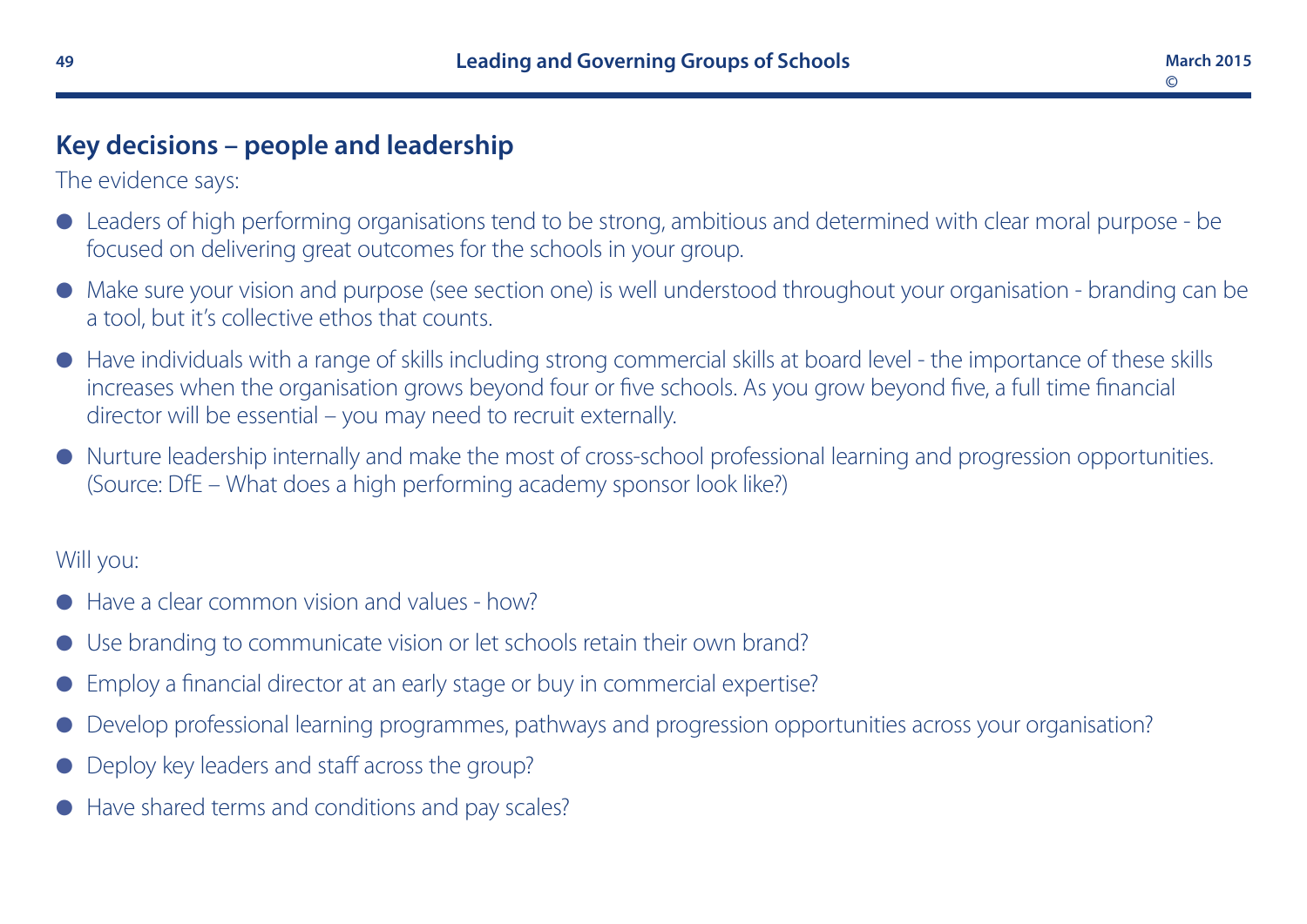## Key decisions – people and leadership

The evidence says:

- Leaders of high performing organisations tend to be strong, ambitious and determined with clear moral purpose - be focused on delivering great outcomes for the schools in your group.
- Make sure your vision and purpose (see section one) is well understood throughout your organisation - branding can be a tool, but it's collective ethos that counts.
- Have individuals with a range of skills including strong commercial skills at board level - the importance of these skills increases when the organisation grows beyond four or five schools. As you grow beyond five, a full time financial director will be essential – you may need to recruit externally.
- Nurture leadership internally and make the most of cross-school professional learning and progression opportunities. (Source: DfE – What does a high performing academy sponsor look like?)

Will you:

- Have a clear common vision and values - how?
- Use branding to communicate vision or let schools retain their own brand?
- Employ a financial director at an early stage or buy in commercial expertise?
- Develop professional learning programmes, pathways and progression opportunities across your organisation?
- Deploy key leaders and staff across the group?
- Have shared terms and conditions and pay scales?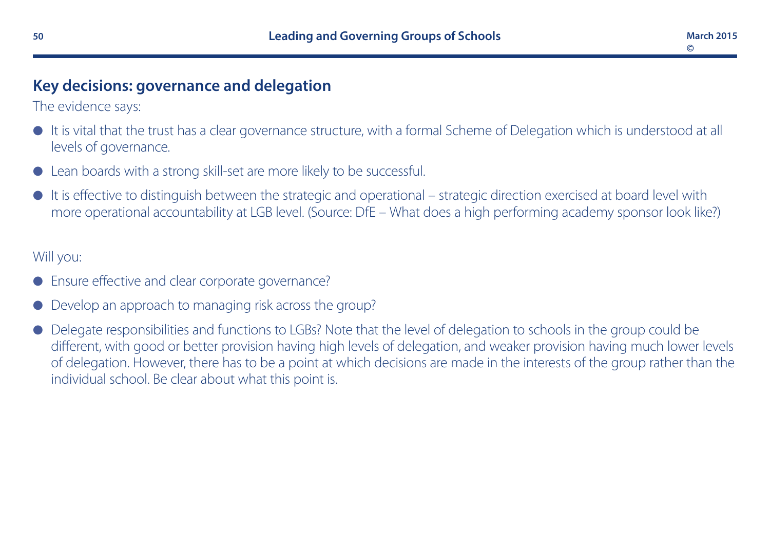## Key decisions: governance and delegation

The evidence says:

- It is vital that the trust has a clear governance structure, with a formal Scheme of Delegation which is understood at all levels of governance.
- Lean boards with a strong skill-set are more likely to be successful.
- It is effective to distinguish between the strategic and operational – strategic direction exercised at board level with more operational accountability at LGB level. (Source: DfE – What does a high performing academy sponsor look like?)

Will you:

- Ensure effective and clear corporate governance?
- Develop an approach to managing risk across the group?
- Delegate responsibilities and functions to LGBs? Note that the level of delegation to schools in the group could be different, with good or better provision having high levels of delegation, and weaker provision having much lower levels of delegation. However, there has to be a point at which decisions are made in the interests of the group rather than the individual school. Be clear about what this point is.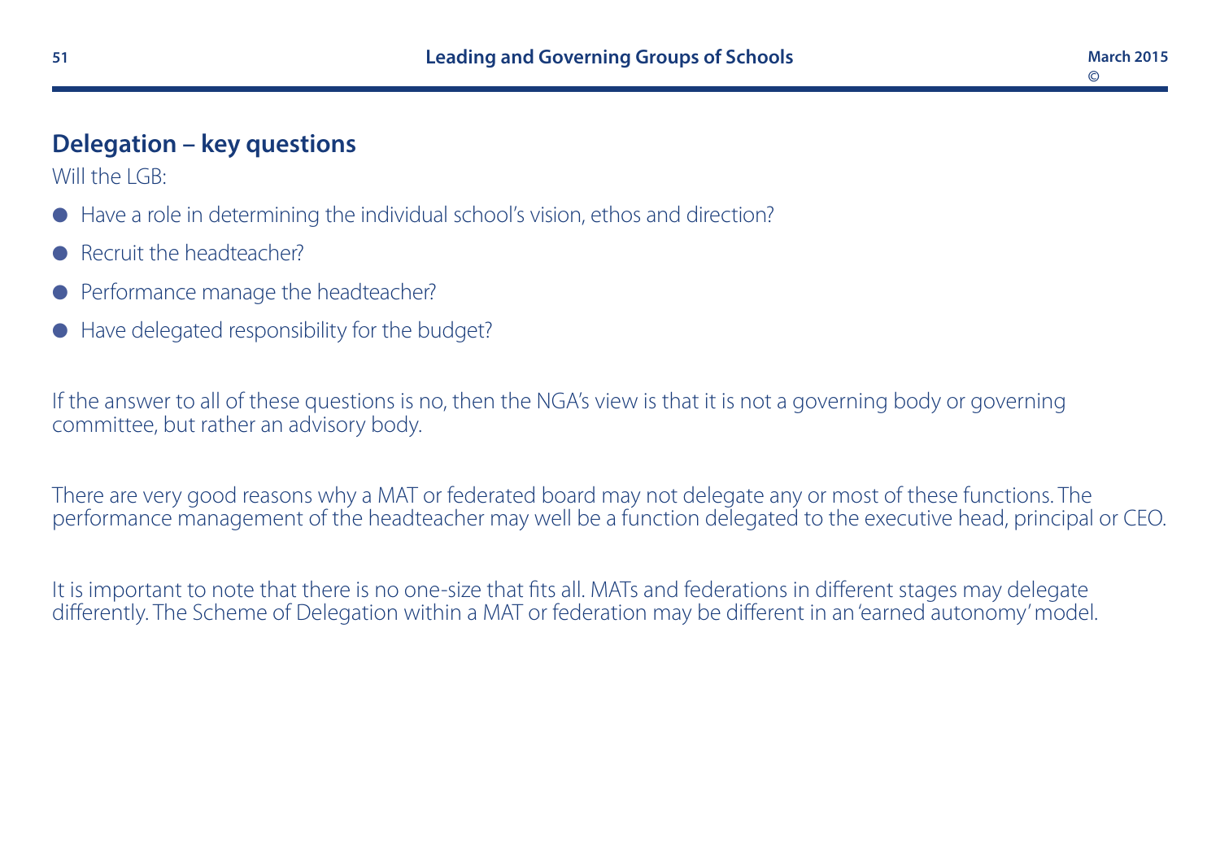## Delegation – key questions

Will the LGB:

- Have a role in determining the individual school's vision, ethos and direction?
- Recruit the headteacher?
- Performance manage the headteacher?
- Have delegated responsibility for the budget?

If the answer to all of these questions is no, then the NGA's view is that it is not a governing body or governing committee, but rather an advisory body.

There are very good reasons why a MAT or federated board may not delegate any or most of these functions. The performance management of the headteacher may well be a function delegated to the executive head, principal or CEO.

It is important to note that there is no one-size that fits all. MATs and federations in different stages may delegate differently. The Scheme of Delegation within a MAT or federation may be different in an 'earned autonomy' model.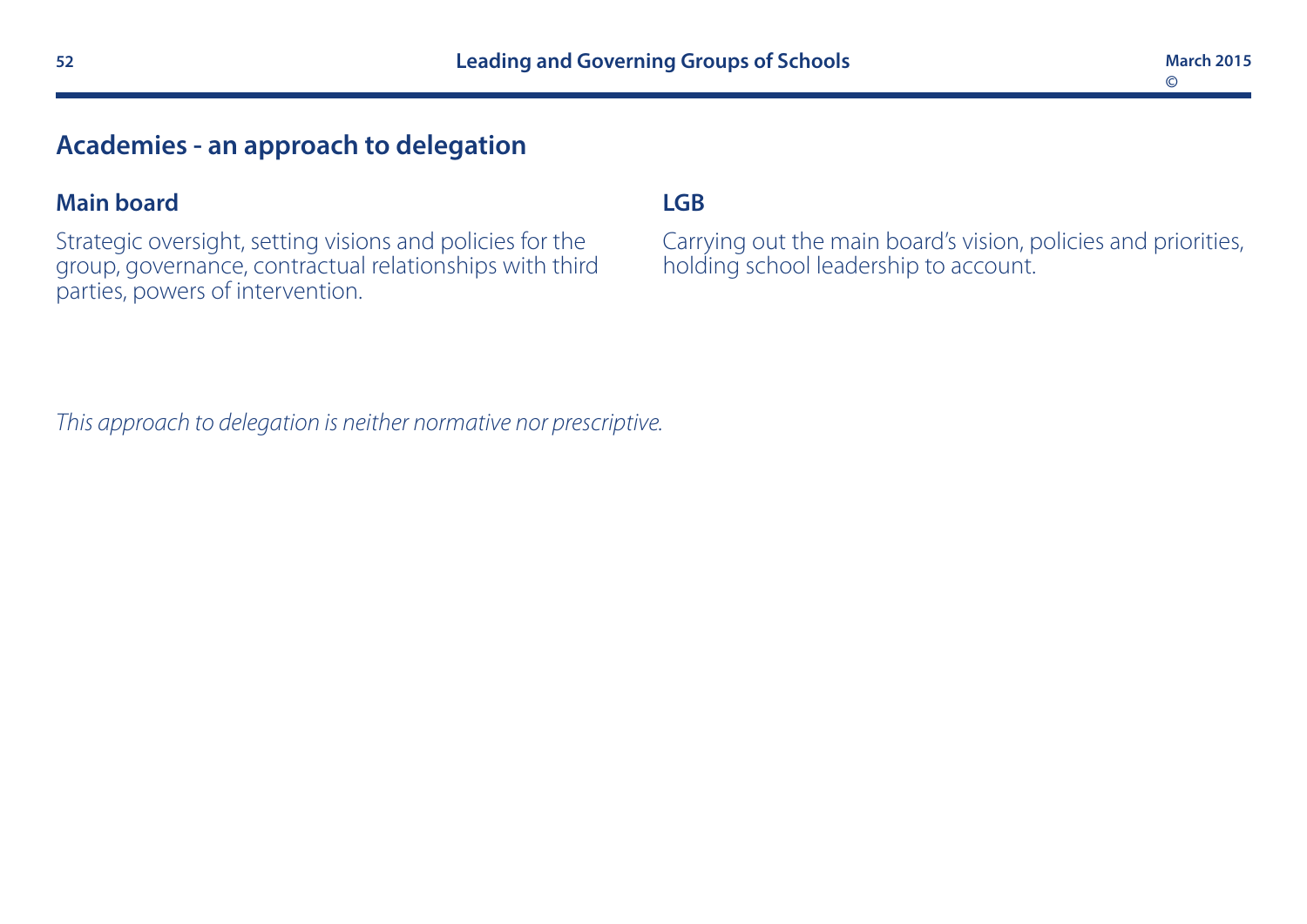## Academies - an approach to delegation

### Main board

Strategic oversight, setting visions and policies for the group, governance, contractual relationships with third parties, powers of intervention.

### LGB

Carrying out the main board's vision, policies and priorities, holding school leadership to account.

*This approach to delegation is neither normative nor prescriptive.*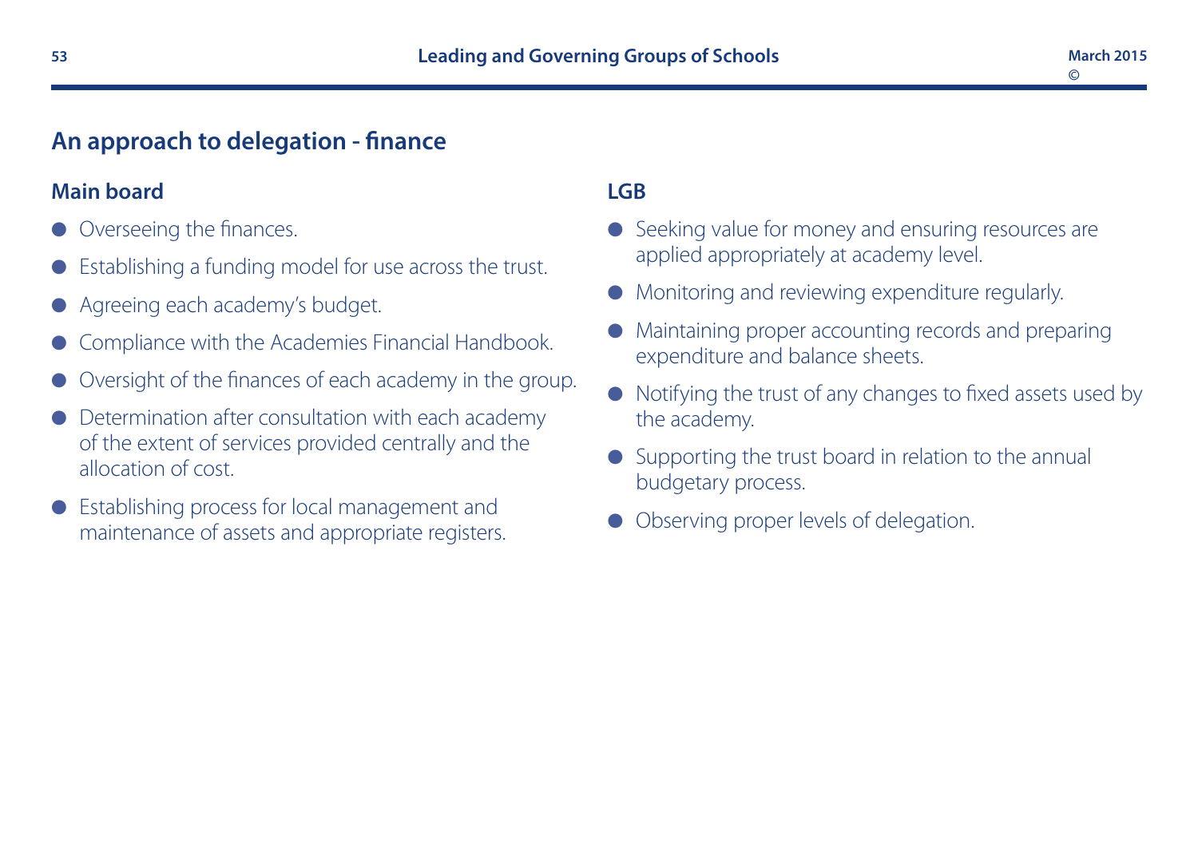## An approach to delegation - finance

### Main board

- Overseeing the finances.
- Establishing a funding model for use across the trust.
- Agreeing each academy's budget.
- Compliance with the Academies Financial Handbook.
- Oversight of the finances of each academy in the group.
- Determination after consultation with each academy of the extent of services provided centrally and the allocation of cost.
- Establishing process for local management and maintenance of assets and appropriate registers.

### LGB

- Seeking value for money and ensuring resources are applied appropriately at academy level.
- Monitoring and reviewing expenditure regularly.
- Maintaining proper accounting records and preparing expenditure and balance sheets.
- Notifying the trust of any changes to fixed assets used by the academy.
- Supporting the trust board in relation to the annual budgetary process.
- Observing proper levels of delegation.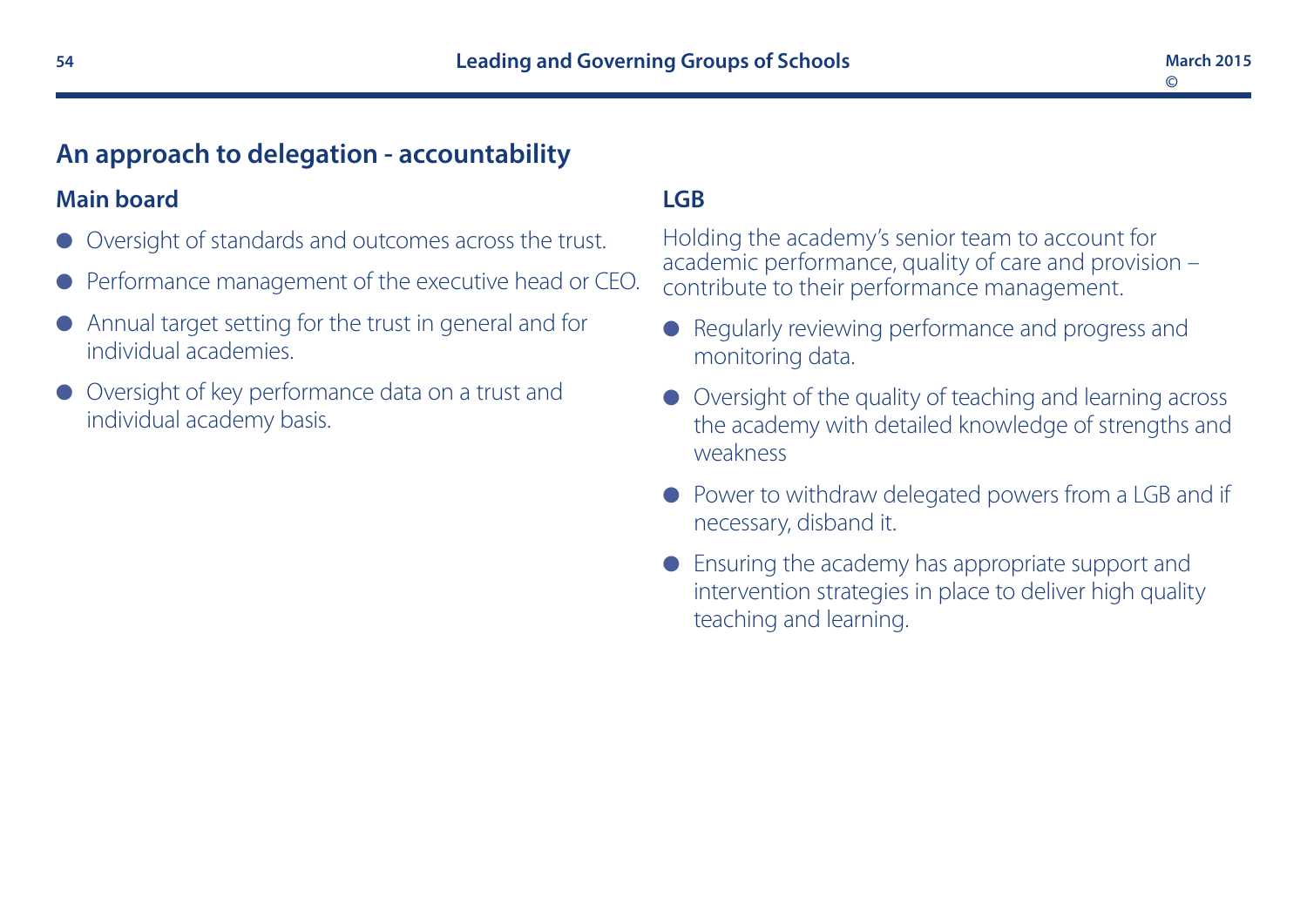## An approach to delegation - accountability

### Main board

- Oversight of standards and outcomes across the trust.
- Performance management of the executive head or CEO.
- Annual target setting for the trust in general and for individual academies.
- Oversight of key performance data on a trust and individual academy basis.

### LGB

Holding the academy's senior team to account for academic performance, quality of care and provision – contribute to their performance management.

- Regularly reviewing performance and progress and monitoring data.
- Oversight of the quality of teaching and learning across the academy with detailed knowledge of strengths and weakness
- Power to withdraw delegated powers from a LGB and if necessary, disband it.
- Ensuring the academy has appropriate support and intervention strategies in place to deliver high quality teaching and learning.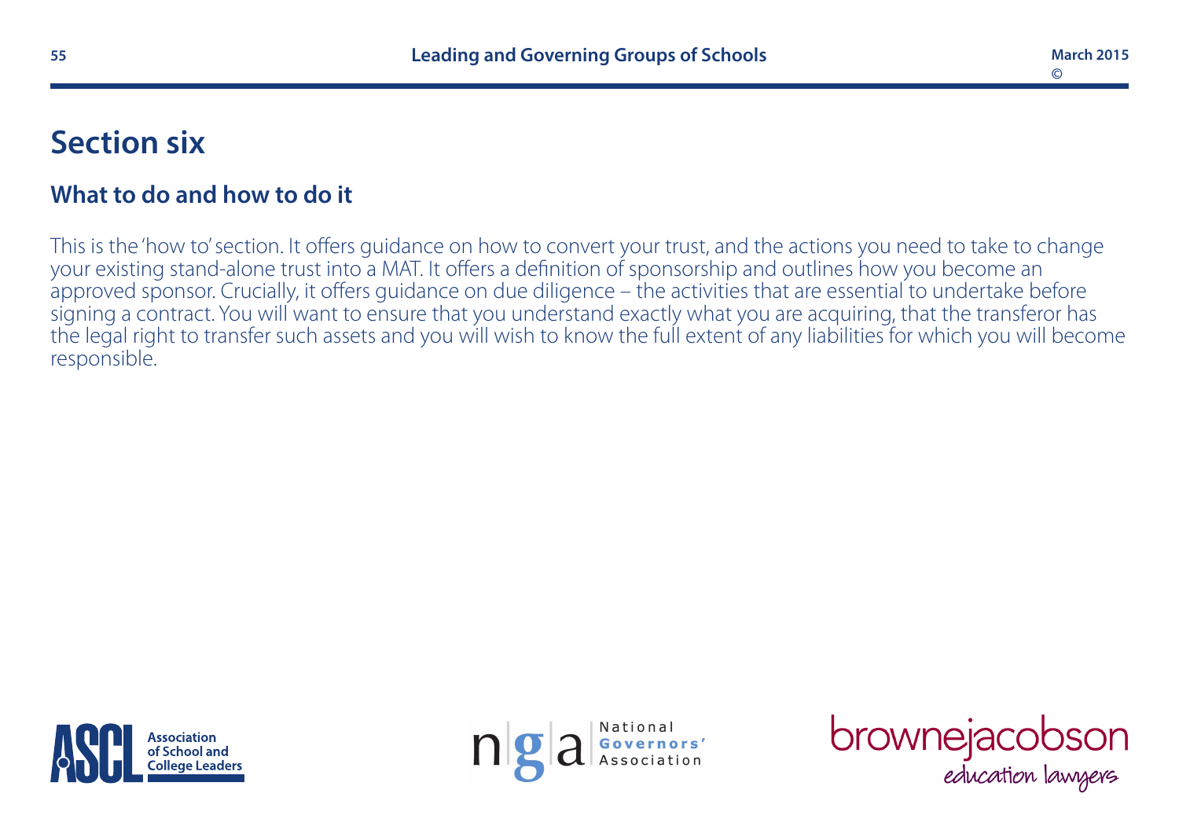# Section six

## What to do and how to do it

This is the 'how to' section. It offers guidance on how to convert your trust, and the actions you need to take to change your existing stand-alone trust into a MAT. It offers a definition of sponsorship and outlines how you become an approved sponsor. Crucially, it offers guidance on due diligence – the activities that are essential to undertake before signing a contract. You will want to ensure that you understand exactly what you are acquiring, that the transferor has the legal right to transfer such assets and you will wish to know the full extent of any liabilities for which you will become responsible.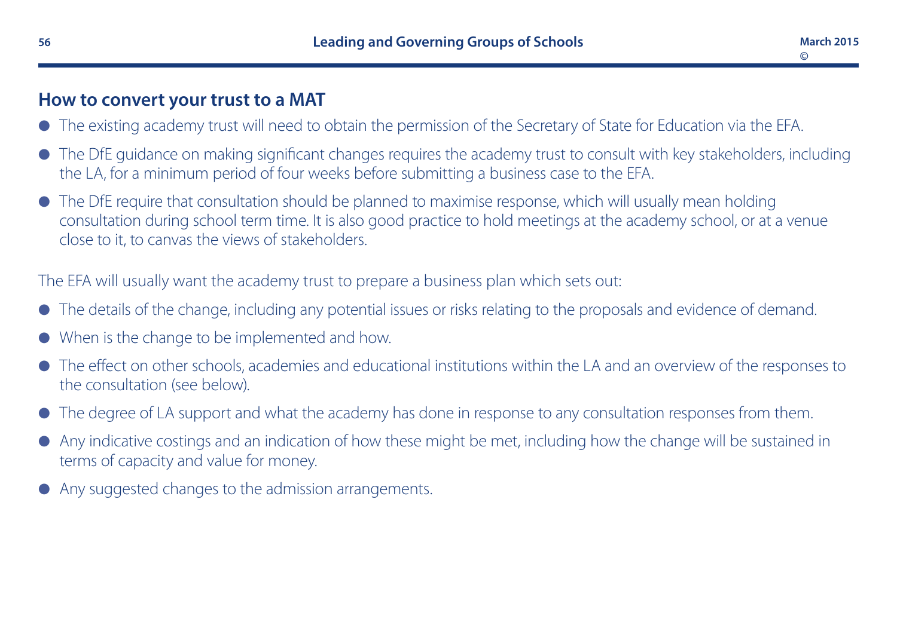## How to convert your trust to a MAT

- The existing academy trust will need to obtain the permission of the Secretary of State for Education via the EFA.
- The DfE guidance on making significant changes requires the academy trust to consult with key stakeholders, including the LA, for a minimum period of four weeks before submitting a business case to the EFA.
- The DfE require that consultation should be planned to maximise response, which will usually mean holding consultation during school term time. It is also good practice to hold meetings at the academy school, or at a venue close to it, to canvas the views of stakeholders.

The EFA will usually want the academy trust to prepare a business plan which sets out:

- The details of the change, including any potential issues or risks relating to the proposals and evidence of demand.
- When is the change to be implemented and how.
- The effect on other schools, academies and educational institutions within the LA and an overview of the responses to the consultation (see below).
- The degree of LA support and what the academy has done in response to any consultation responses from them.
- Any indicative costings and an indication of how these might be met, including how the change will be sustained in terms of capacity and value for money.
- Any suggested changes to the admission arrangements.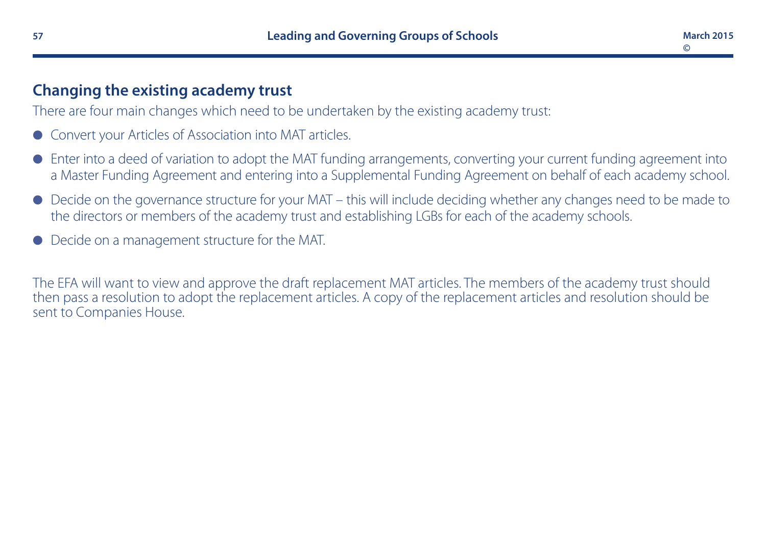## Changing the existing academy trust

There are four main changes which need to be undertaken by the existing academy trust:

- Convert your Articles of Association into MAT articles.
- Enter into a deed of variation to adopt the MAT funding arrangements, converting your current funding agreement into a Master Funding Agreement and entering into a Supplemental Funding Agreement on behalf of each academy school.
- Decide on the governance structure for your MAT – this will include deciding whether any changes need to be made to the directors or members of the academy trust and establishing LGBs for each of the academy schools.
- Decide on a management structure for the MAT.

The EFA will want to view and approve the draft replacement MAT articles. The members of the academy trust should then pass a resolution to adopt the replacement articles. A copy of the replacement articles and resolution should be sent to Companies House.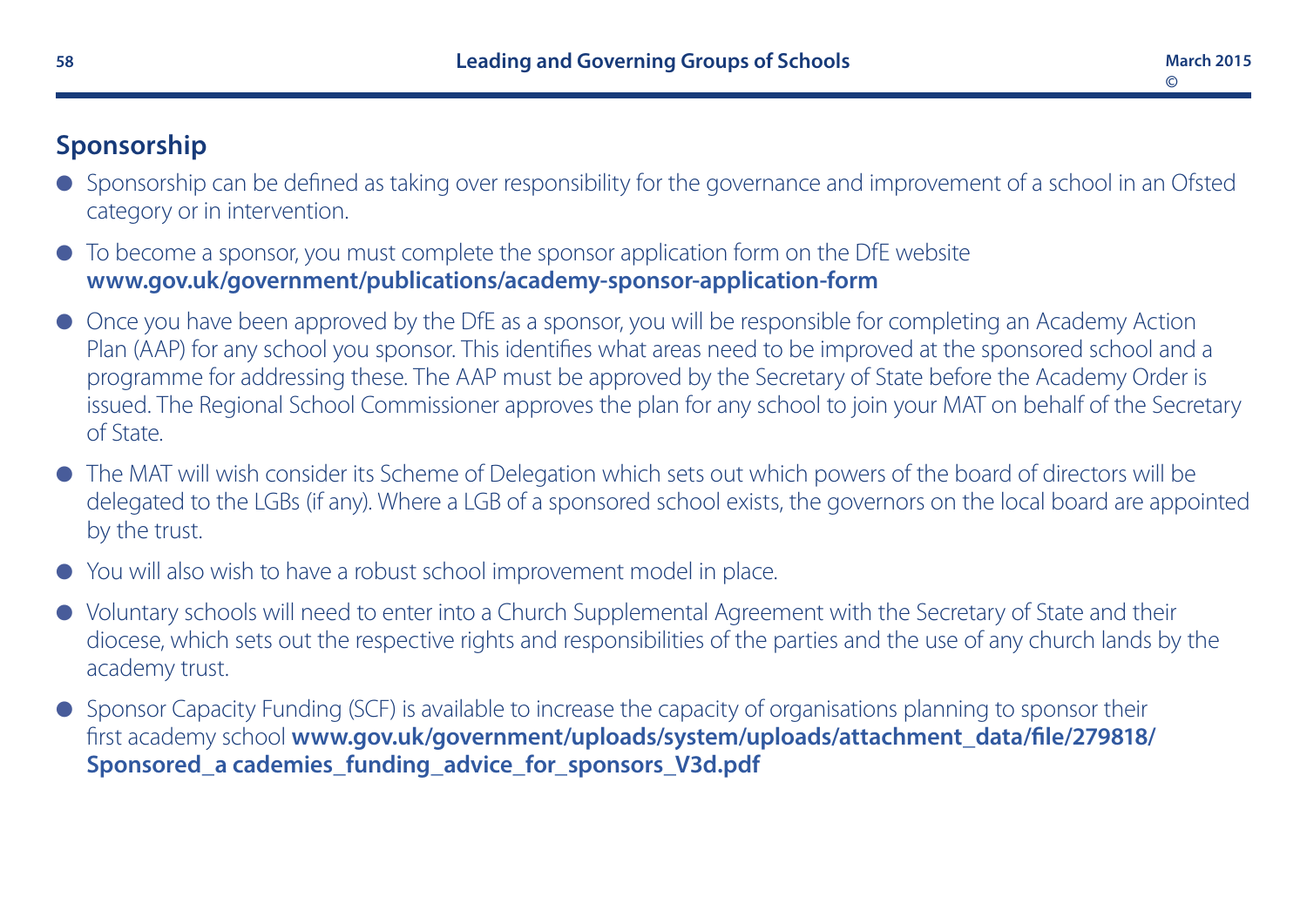## Sponsorship

- Sponsorship can be defined as taking over responsibility for the governance and improvement of a school in an Ofsted category or in intervention.
- To become a sponsor, you must complete the sponsor application form on the DfE website **www.gov.uk/government/publications/academy-sponsor-application-form**
- Once you have been approved by the DfE as a sponsor, you will be responsible for completing an Academy Action Plan (AAP) for any school you sponsor. This identifies what areas need to be improved at the sponsored school and a programme for addressing these. The AAP must be approved by the Secretary of State before the Academy Order is issued. The Regional School Commissioner approves the plan for any school to join your MAT on behalf of the Secretary of State.
- The MAT will wish consider its Scheme of Delegation which sets out which powers of the board of directors will be delegated to the LGBs (if any). Where a LGB of a sponsored school exists, the governors on the local board are appointed by the trust.
- You will also wish to have a robust school improvement model in place.
- Voluntary schools will need to enter into a Church Supplemental Agreement with the Secretary of State and their diocese, which sets out the respective rights and responsibilities of the parties and the use of any church lands by the academy trust.
- Sponsor Capacity Funding (SCF) is available to increase the capacity of organisations planning to sponsor their first academy school **www.gov.uk/government/uploads/system/uploads/attachment_data/file/279818/Sponsored_a cademies_funding_advice_for_sponsors_V3d.pdf**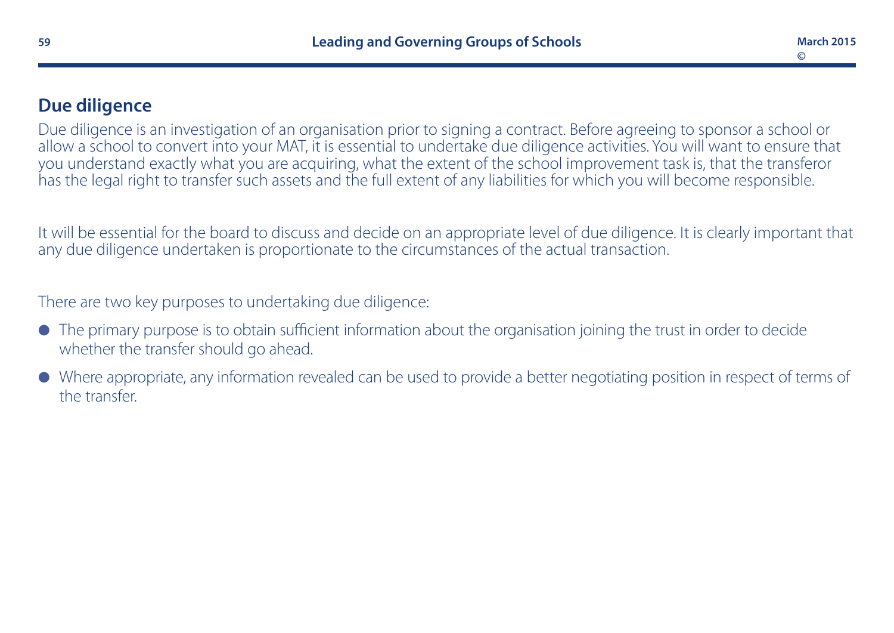## Due diligence

Due diligence is an investigation of an organisation prior to signing a contract. Before agreeing to sponsor a school or allow a school to convert into your MAT, it is essential to undertake due diligence activities. You will want to ensure that you understand exactly what you are acquiring, what the extent of the school improvement task is, that the transferor has the legal right to transfer such assets and the full extent of any liabilities for which you will become responsible.

It will be essential for the board to discuss and decide on an appropriate level of due diligence. It is clearly important that any due diligence undertaken is proportionate to the circumstances of the actual transaction.

There are two key purposes to undertaking due diligence:

- The primary purpose is to obtain sufficient information about the organisation joining the trust in order to decide whether the transfer should go ahead.
- Where appropriate, any information revealed can be used to provide a better negotiating position in respect of terms of the transfer.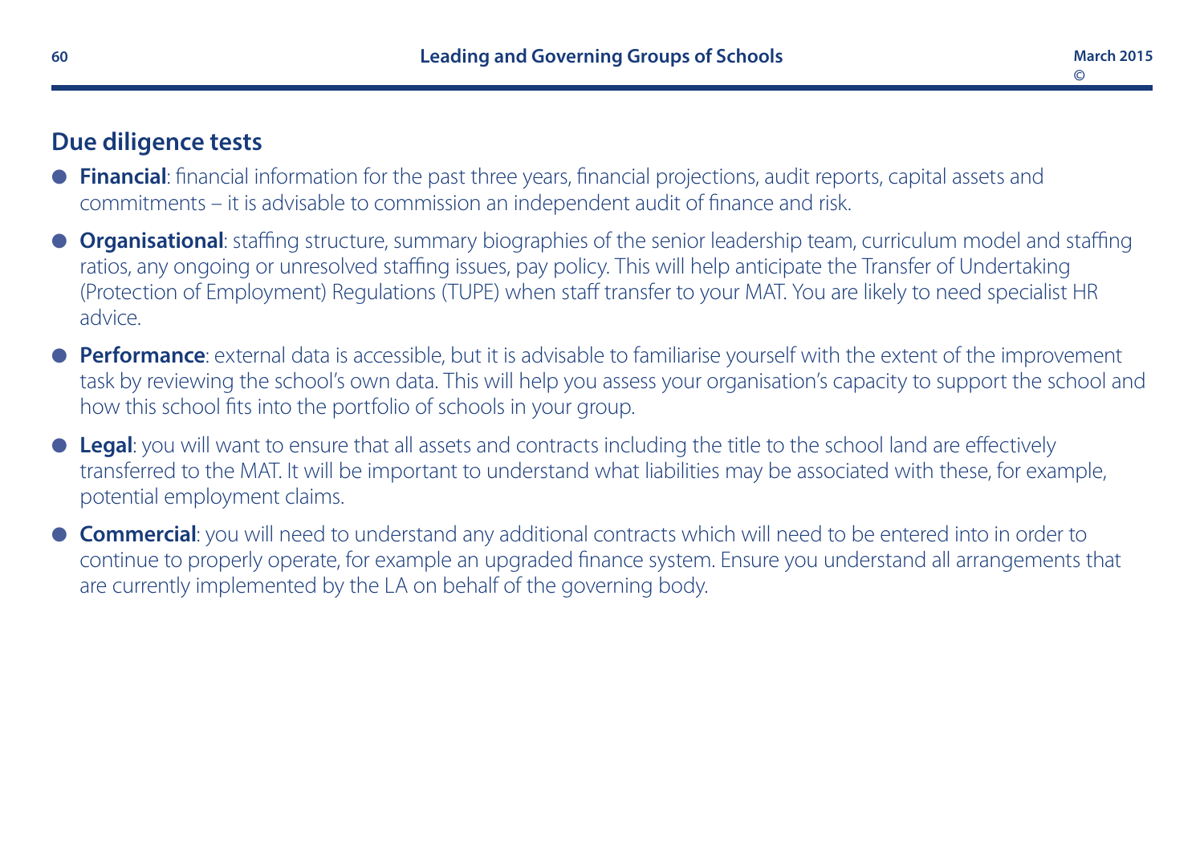## Due diligence tests

- **Financial**: financial information for the past three years, financial projections, audit reports, capital assets and commitments – it is advisable to commission an independent audit of finance and risk.
- **Organisational**: staffing structure, summary biographies of the senior leadership team, curriculum model and staffing ratios, any ongoing or unresolved staffing issues, pay policy. This will help anticipate the Transfer of Undertaking (Protection of Employment) Regulations (TUPE) when staff transfer to your MAT. You are likely to need specialist HR advice.
- **Performance**: external data is accessible, but it is advisable to familiarise yourself with the extent of the improvement task by reviewing the school's own data. This will help you assess your organisation's capacity to support the school and how this school fits into the portfolio of schools in your group.
- **Legal**: you will want to ensure that all assets and contracts including the title to the school land are effectively transferred to the MAT. It will be important to understand what liabilities may be associated with these, for example, potential employment claims.
- **Commercial**: you will need to understand any additional contracts which will need to be entered into in order to continue to properly operate, for example an upgraded finance system. Ensure you understand all arrangements that are currently implemented by the LA on behalf of the governing body.